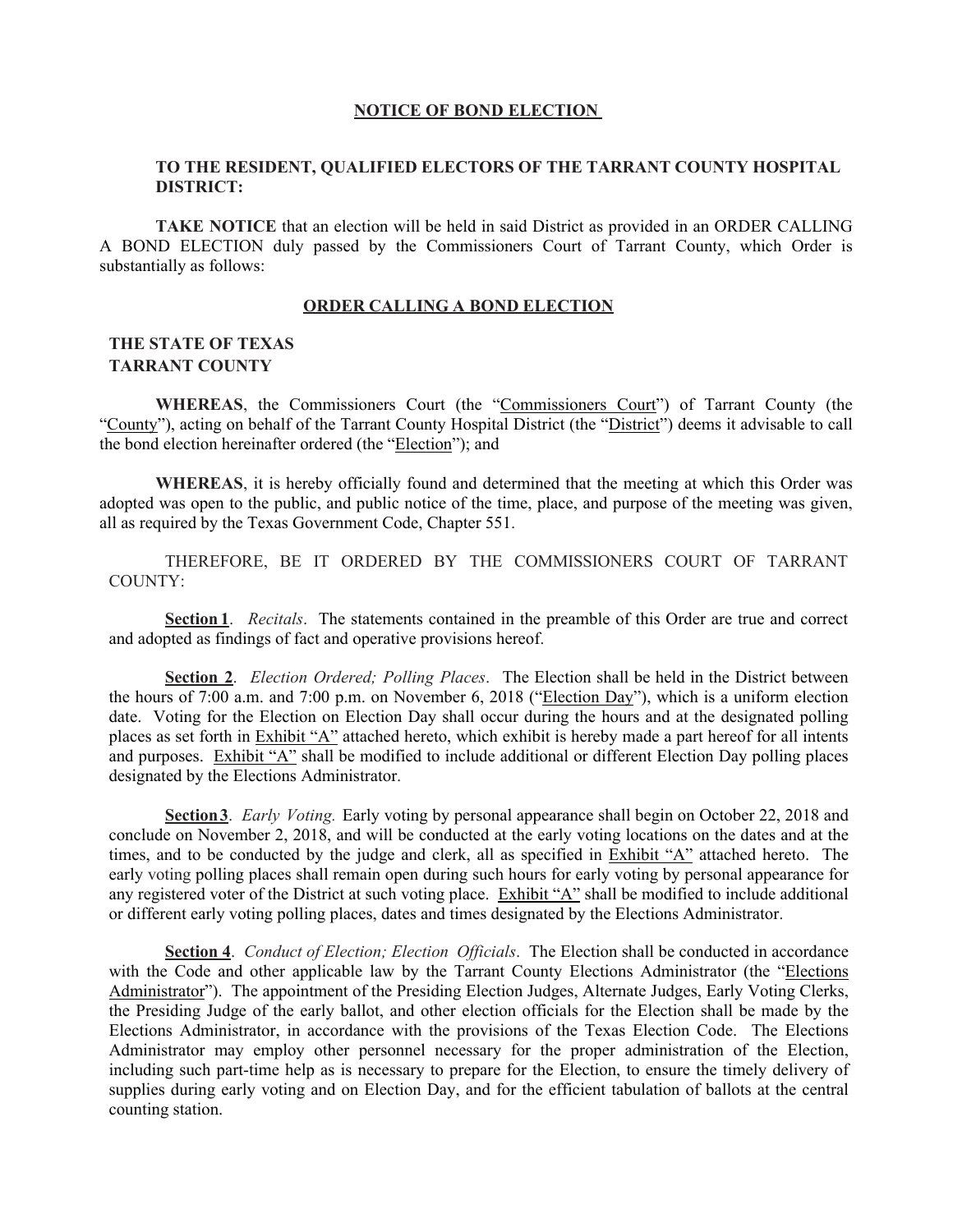# NOTICE OF BOND ELECTION

**TO THE RESIDENT, QUALIFIED ELECTORS OF THE TARRANT COUNTY HOSPITAL DISTRICT:**

**TAKE NOTICE** that an election will be held in said District as provided in an ORDER CALLING A BOND ELECTION duly passed by the Commissioners Court of Tarrant County, which Order is substantially as follows:

## ORDER CALLING A BOND ELECTION

**THE STATE OF TEXAS**
**TARRANT COUNTY**

**WHEREAS**, the Commissioners Court (the "Commissioners Court") of Tarrant County (the "County"), acting on behalf of the Tarrant County Hospital District (the "District") deems it advisable to call the bond election hereinafter ordered (the "Election"); and

**WHEREAS**, it is hereby officially found and determined that the meeting at which this Order was adopted was open to the public, and public notice of the time, place, and purpose of the meeting was given, all as required by the Texas Government Code, Chapter 551.

THEREFORE, BE IT ORDERED BY THE COMMISSIONERS COURT OF TARRANT COUNTY:

**Section 1**. *Recitals*. The statements contained in the preamble of this Order are true and correct and adopted as findings of fact and operative provisions hereof.

**Section 2**. *Election Ordered; Polling Places*. The Election shall be held in the District between the hours of 7:00 a.m. and 7:00 p.m. on November 6, 2018 ("Election Day"), which is a uniform election date. Voting for the Election on Election Day shall occur during the hours and at the designated polling places as set forth in Exhibit "A" attached hereto, which exhibit is hereby made a part hereof for all intents and purposes. Exhibit "A" shall be modified to include additional or different Election Day polling places designated by the Elections Administrator.

**Section 3**. *Early Voting.* Early voting by personal appearance shall begin on October 22, 2018 and conclude on November 2, 2018, and will be conducted at the early voting locations on the dates and at the times, and to be conducted by the judge and clerk, all as specified in Exhibit "A" attached hereto. The early voting polling places shall remain open during such hours for early voting by personal appearance for any registered voter of the District at such voting place. Exhibit "A" shall be modified to include additional or different early voting polling places, dates and times designated by the Elections Administrator.

**Section 4**. *Conduct of Election; Election Officials*. The Election shall be conducted in accordance with the Code and other applicable law by the Tarrant County Elections Administrator (the "Elections Administrator"). The appointment of the Presiding Election Judges, Alternate Judges, Early Voting Clerks, the Presiding Judge of the early ballot, and other election officials for the Election shall be made by the Elections Administrator, in accordance with the provisions of the Texas Election Code. The Elections Administrator may employ other personnel necessary for the proper administration of the Election, including such part-time help as is necessary to prepare for the Election, to ensure the timely delivery of supplies during early voting and on Election Day, and for the efficient tabulation of ballots at the central counting station.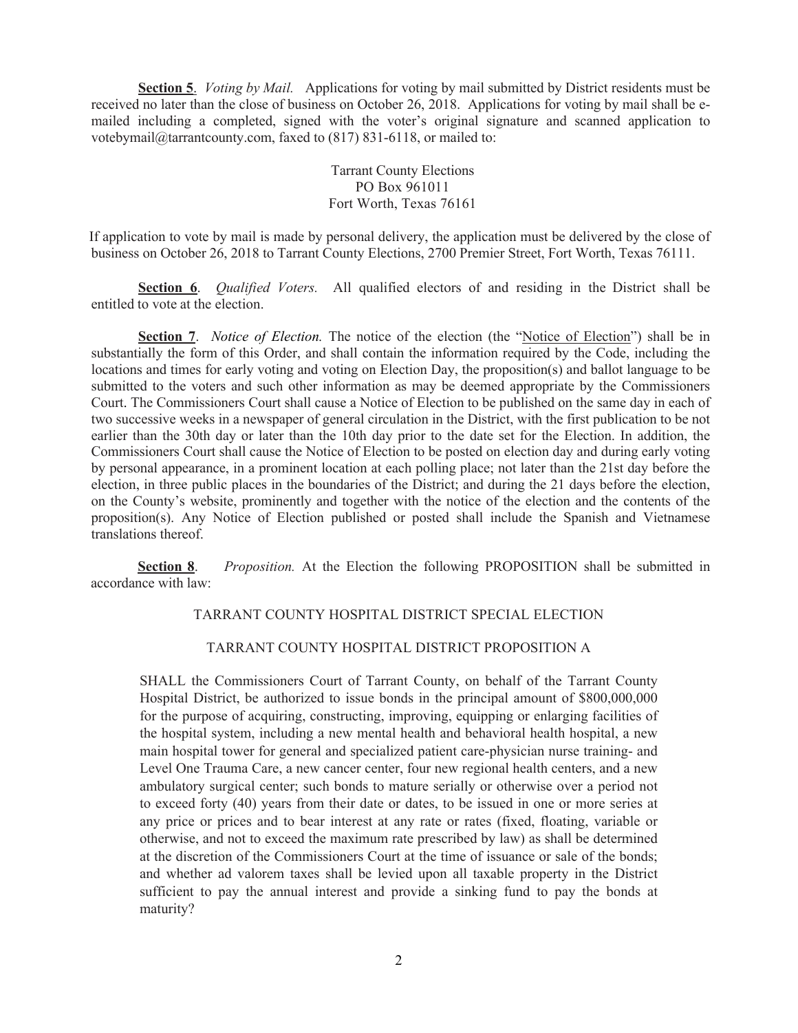**Section 5**. *Voting by Mail.* Applications for voting by mail submitted by District residents must be received no later than the close of business on October 26, 2018. Applications for voting by mail shall be e-mailed including a completed, signed with the voter's original signature and scanned application to votebymail@tarrantcounty.com, faxed to (817) 831-6118, or mailed to:

Tarrant County Elections
PO Box 961011
Fort Worth, Texas 76161

If application to vote by mail is made by personal delivery, the application must be delivered by the close of business on October 26, 2018 to Tarrant County Elections, 2700 Premier Street, Fort Worth, Texas 76111.

**Section 6**. *Qualified Voters.* All qualified electors of and residing in the District shall be entitled to vote at the election.

**Section 7**. *Notice of Election.* The notice of the election (the "Notice of Election") shall be in substantially the form of this Order, and shall contain the information required by the Code, including the locations and times for early voting and voting on Election Day, the proposition(s) and ballot language to be submitted to the voters and such other information as may be deemed appropriate by the Commissioners Court. The Commissioners Court shall cause a Notice of Election to be published on the same day in each of two successive weeks in a newspaper of general circulation in the District, with the first publication to be not earlier than the 30th day or later than the 10th day prior to the date set for the Election. In addition, the Commissioners Court shall cause the Notice of Election to be posted on election day and during early voting by personal appearance, in a prominent location at each polling place; not later than the 21st day before the election, in three public places in the boundaries of the District; and during the 21 days before the election, on the County's website, prominently and together with the notice of the election and the contents of the proposition(s). Any Notice of Election published or posted shall include the Spanish and Vietnamese translations thereof.

**Section 8**. *Proposition.* At the Election the following PROPOSITION shall be submitted in accordance with law:

TARRANT COUNTY HOSPITAL DISTRICT SPECIAL ELECTION

TARRANT COUNTY HOSPITAL DISTRICT PROPOSITION A

SHALL the Commissioners Court of Tarrant County, on behalf of the Tarrant County Hospital District, be authorized to issue bonds in the principal amount of $800,000,000 for the purpose of acquiring, constructing, improving, equipping or enlarging facilities of the hospital system, including a new mental health and behavioral health hospital, a new main hospital tower for general and specialized patient care-physician nurse training- and Level One Trauma Care, a new cancer center, four new regional health centers, and a new ambulatory surgical center; such bonds to mature serially or otherwise over a period not to exceed forty (40) years from their date or dates, to be issued in one or more series at any price or prices and to bear interest at any rate or rates (fixed, floating, variable or otherwise, and not to exceed the maximum rate prescribed by law) as shall be determined at the discretion of the Commissioners Court at the time of issuance or sale of the bonds; and whether ad valorem taxes shall be levied upon all taxable property in the District sufficient to pay the annual interest and provide a sinking fund to pay the bonds at maturity?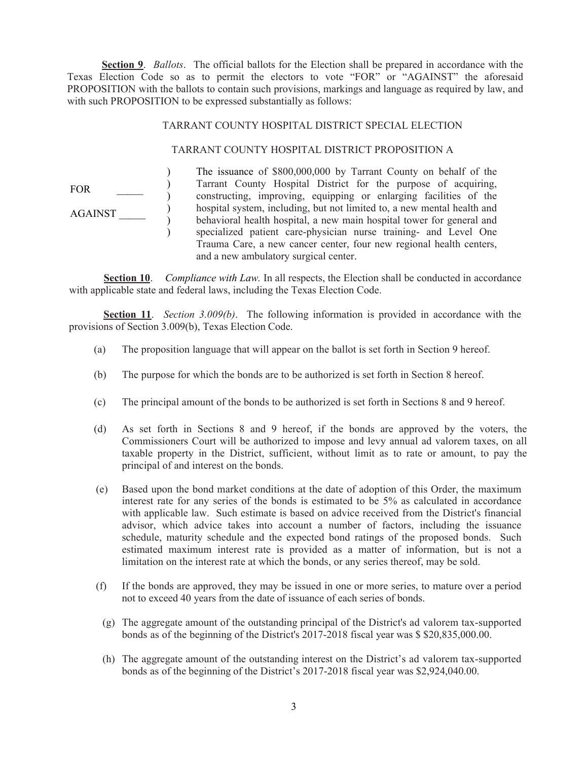**Section 9**. *Ballots*. The official ballots for the Election shall be prepared in accordance with the Texas Election Code so as to permit the electors to vote "FOR" or "AGAINST" the aforesaid PROPOSITION with the ballots to contain such provisions, markings and language as required by law, and with such PROPOSITION to be expressed substantially as follows:

TARRANT COUNTY HOSPITAL DISTRICT SPECIAL ELECTION

TARRANT COUNTY HOSPITAL DISTRICT PROPOSITION A

| | | |
|---|---|---|
| FOR _____ <br> AGAINST _____ | ) <br> ) <br> ) <br> ) <br> ) <br> ) | The issuance of $800,000,000 by Tarrant County on behalf of the Tarrant County Hospital District for the purpose of acquiring, constructing, improving, equipping or enlarging facilities of the hospital system, including, but not limited to, a new mental health and behavioral health hospital, a new main hospital tower for general and specialized patient care-physician nurse training- and Level One Trauma Care, a new cancer center, four new regional health centers, and a new ambulatory surgical center. |

**Section 10**. *Compliance with Law.* In all respects, the Election shall be conducted in accordance with applicable state and federal laws, including the Texas Election Code.

**Section 11**. *Section 3.009(b)*. The following information is provided in accordance with the provisions of Section 3.009(b), Texas Election Code.

(a) The proposition language that will appear on the ballot is set forth in Section 9 hereof.

(b) The purpose for which the bonds are to be authorized is set forth in Section 8 hereof.

(c) The principal amount of the bonds to be authorized is set forth in Sections 8 and 9 hereof.

(d) As set forth in Sections 8 and 9 hereof, if the bonds are approved by the voters, the Commissioners Court will be authorized to impose and levy annual ad valorem taxes, on all taxable property in the District, sufficient, without limit as to rate or amount, to pay the principal of and interest on the bonds.

(e) Based upon the bond market conditions at the date of adoption of this Order, the maximum interest rate for any series of the bonds is estimated to be 5% as calculated in accordance with applicable law. Such estimate is based on advice received from the District's financial advisor, which advice takes into account a number of factors, including the issuance schedule, maturity schedule and the expected bond ratings of the proposed bonds. Such estimated maximum interest rate is provided as a matter of information, but is not a limitation on the interest rate at which the bonds, or any series thereof, may be sold.

(f) If the bonds are approved, they may be issued in one or more series, to mature over a period not to exceed 40 years from the date of issuance of each series of bonds.

(g) The aggregate amount of the outstanding principal of the District's ad valorem tax-supported bonds as of the beginning of the District's 2017-2018 fiscal year was $ $20,835,000.00.

(h) The aggregate amount of the outstanding interest on the District's ad valorem tax-supported bonds as of the beginning of the District's 2017-2018 fiscal year was $2,924,040.00.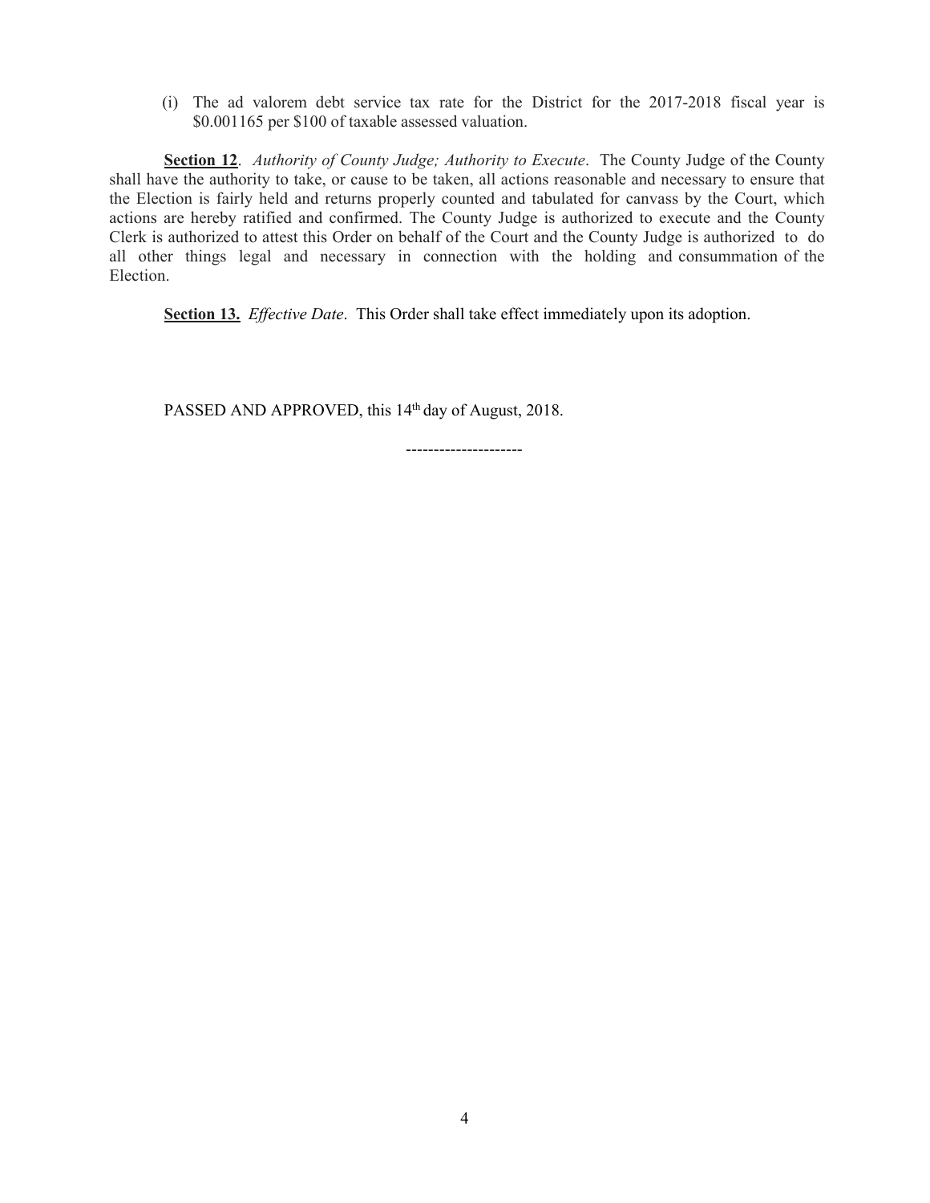(i) The ad valorem debt service tax rate for the District for the 2017-2018 fiscal year is \$0.001165 per \$100 of taxable assessed valuation.

**Section 12**. *Authority of County Judge; Authority to Execute*. The County Judge of the County shall have the authority to take, or cause to be taken, all actions reasonable and necessary to ensure that the Election is fairly held and returns properly counted and tabulated for canvass by the Court, which actions are hereby ratified and confirmed. The County Judge is authorized to execute and the County Clerk is authorized to attest this Order on behalf of the Court and the County Judge is authorized to do all other things legal and necessary in connection with the holding and consummation of the Election.

**Section 13.** *Effective Date*. This Order shall take effect immediately upon its adoption.

PASSED AND APPROVED, this 14th day of August, 2018.

--------------------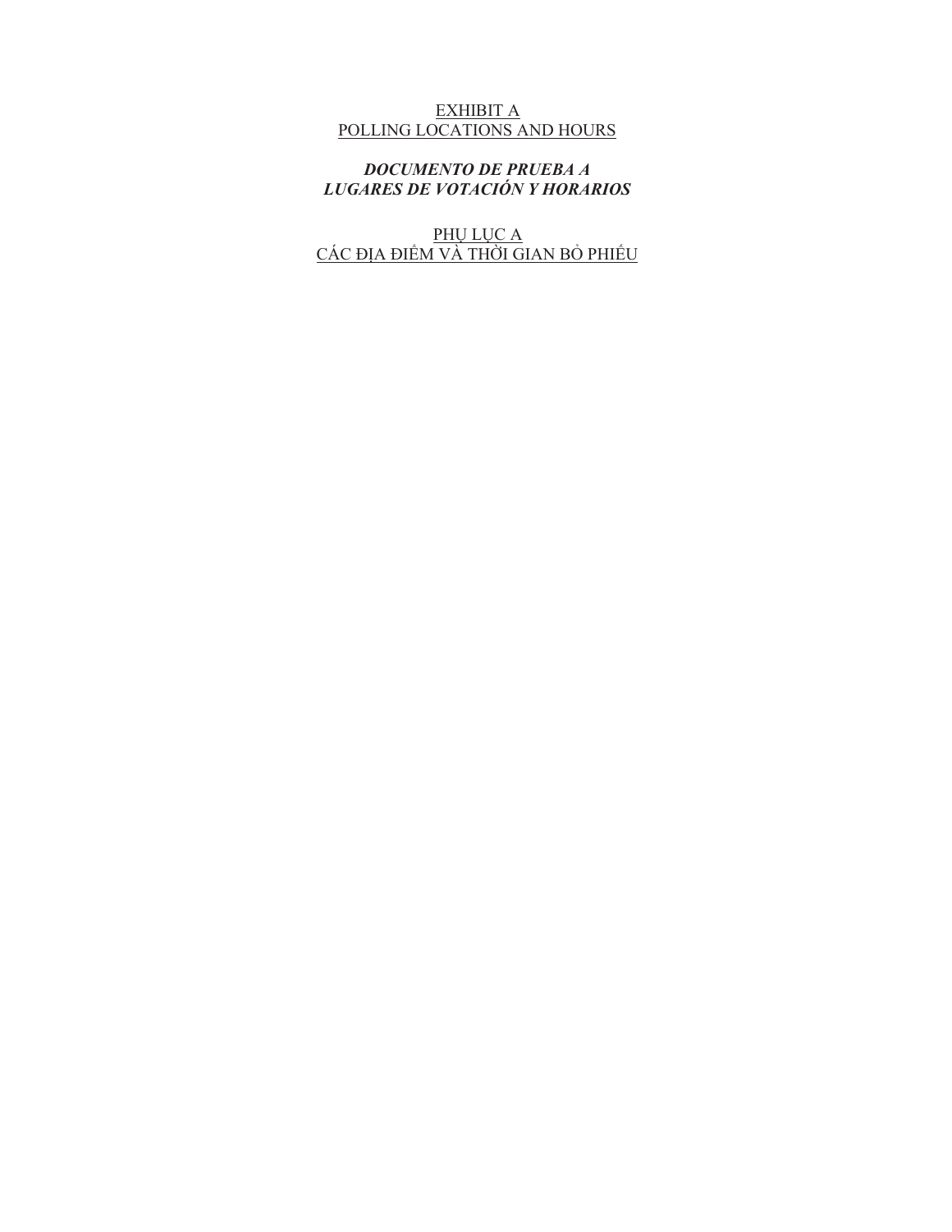EXHIBIT A
POLLING LOCATIONS AND HOURS

***DOCUMENTO DE PRUEBA A***
***LUGARES DE VOTACIÓN Y HORARIOS***

PHỤ LỤC A
CÁC ĐỊA ĐIỂM VÀ THỜI GIAN BỎ PHIẾU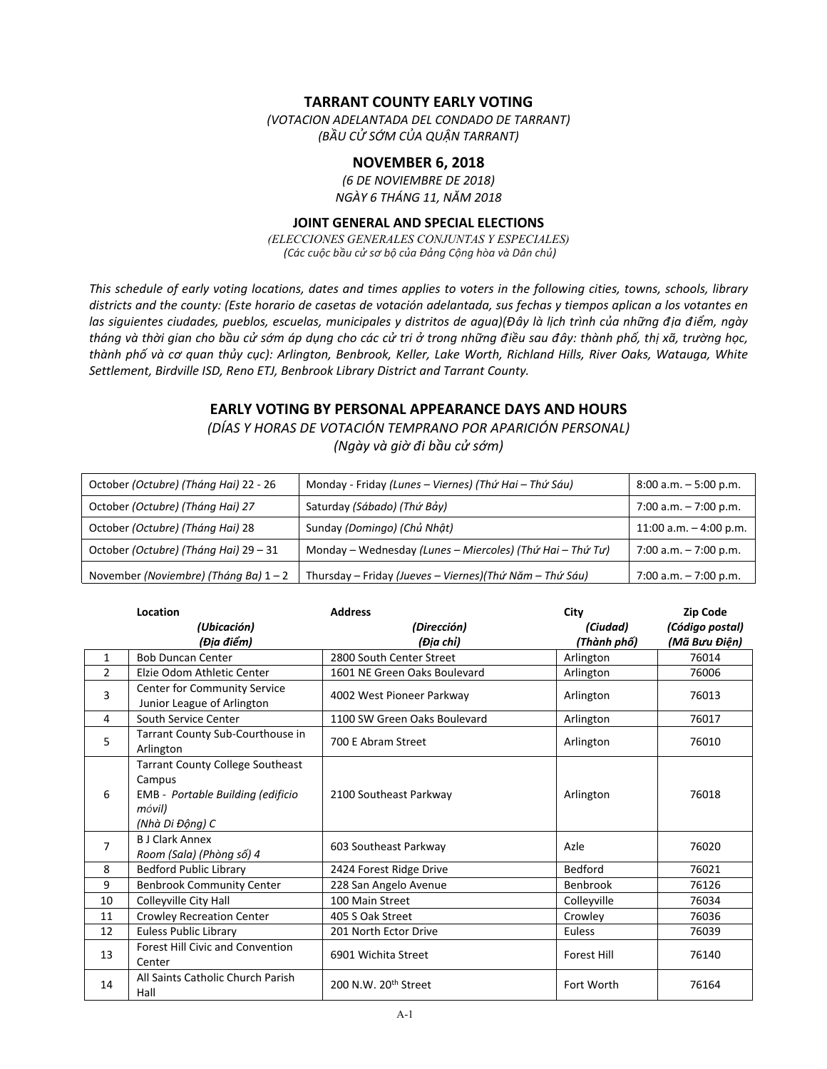## TARRANT COUNTY EARLY VOTING

*(VOTACION ADELANTADA DEL CONDADO DE TARRANT)*
*(BẦU CỬ SỚM CỦA QUẬN TARRANT)*

## NOVEMBER 6, 2018

*(6 DE NOVIEMBRE DE 2018)*
*NGÀY 6 THÁNG 11, NĂM 2018*

### JOINT GENERAL AND SPECIAL ELECTIONS

*(ELECCIONES GENERALES CONJUNTAS Y ESPECIALES)*
*(Các cuộc bầu cử sơ bộ của Đảng Cộng hòa và Dân chủ)*

*This schedule of early voting locations, dates and times applies to voters in the following cities, towns, schools, library districts and the county: (Este horario de casetas de votación adelantada, sus fechas y tiempos aplican a los votantes en las siguientes ciudades, pueblos, escuelas, municipales y distritos de agua)(Đây là lịch trình của những địa điểm, ngày tháng và thời gian cho bầu cử sớm áp dụng cho các cử tri ở trong những điều sau đây: thành phố, thị xã, trường học, thành phố và cơ quan thủy cục): Arlington, Benbrook, Keller, Lake Worth, Richland Hills, River Oaks, Watauga, White Settlement, Birdville ISD, Reno ETJ, Benbrook Library District and Tarrant County.*

### EARLY VOTING BY PERSONAL APPEARANCE DAYS AND HOURS

*(DÍAS Y HORAS DE VOTACIÓN TEMPRANO POR APARICIÓN PERSONAL)*
*(Ngày và giờ đi bầu cử sớm)*

| | | |
|---|---|---|
| October *(Octubre) (Tháng Hai)* 22 - 26 | Monday - Friday *(Lunes – Viernes) (Thứ Hai – Thứ Sáu)* | 8:00 a.m. – 5:00 p.m. |
| October *(Octubre) (Tháng Hai)* 27 | Saturday *(Sábado) (Thứ Bảy)* | 7:00 a.m. – 7:00 p.m. |
| October *(Octubre) (Tháng Hai)* 28 | Sunday *(Domingo) (Chủ Nhật)* | 11:00 a.m. – 4:00 p.m. |
| October *(Octubre) (Tháng Hai)* 29 – 31 | Monday – Wednesday *(Lunes – Miercoles) (Thứ Hai – Thứ Tư)* | 7:00 a.m. – 7:00 p.m. |
| November *(Noviembre) (Tháng Ba)* 1 – 2 | Thursday – Friday *(Jueves – Viernes)(Thứ Năm – Thứ Sáu)* | 7:00 a.m. – 7:00 p.m. |

| | Location *(Ubicación) (Địa điểm)* | Address *(Dirección) (Địa chỉ)* | City *(Ciudad) (Thành phố)* | Zip Code *(Código postal) (Mã Bưu Điện)* |
|---|---|---|---|---|
| 1 | Bob Duncan Center | 2800 South Center Street | Arlington | 76014 |
| 2 | Elzie Odom Athletic Center | 1601 NE Green Oaks Boulevard | Arlington | 76006 |
| 3 | Center for Community Service Junior League of Arlington | 4002 West Pioneer Parkway | Arlington | 76013 |
| 4 | South Service Center | 1100 SW Green Oaks Boulevard | Arlington | 76017 |
| 5 | Tarrant County Sub-Courthouse in Arlington | 700 E Abram Street | Arlington | 76010 |
| 6 | Tarrant County College Southeast Campus EMB - *Portable Building (edificio móvil) (Nhà Di Động) C* | 2100 Southeast Parkway | Arlington | 76018 |
| 7 | B J Clark Annex *Room (Sala) (Phòng số) 4* | 603 Southeast Parkway | Azle | 76020 |
| 8 | Bedford Public Library | 2424 Forest Ridge Drive | Bedford | 76021 |
| 9 | Benbrook Community Center | 228 San Angelo Avenue | Benbrook | 76126 |
| 10 | Colleyville City Hall | 100 Main Street | Colleyville | 76034 |
| 11 | Crowley Recreation Center | 405 S Oak Street | Crowley | 76036 |
| 12 | Euless Public Library | 201 North Ector Drive | Euless | 76039 |
| 13 | Forest Hill Civic and Convention Center | 6901 Wichita Street | Forest Hill | 76140 |
| 14 | All Saints Catholic Church Parish Hall | 200 N.W. 20th Street | Fort Worth | 76164 |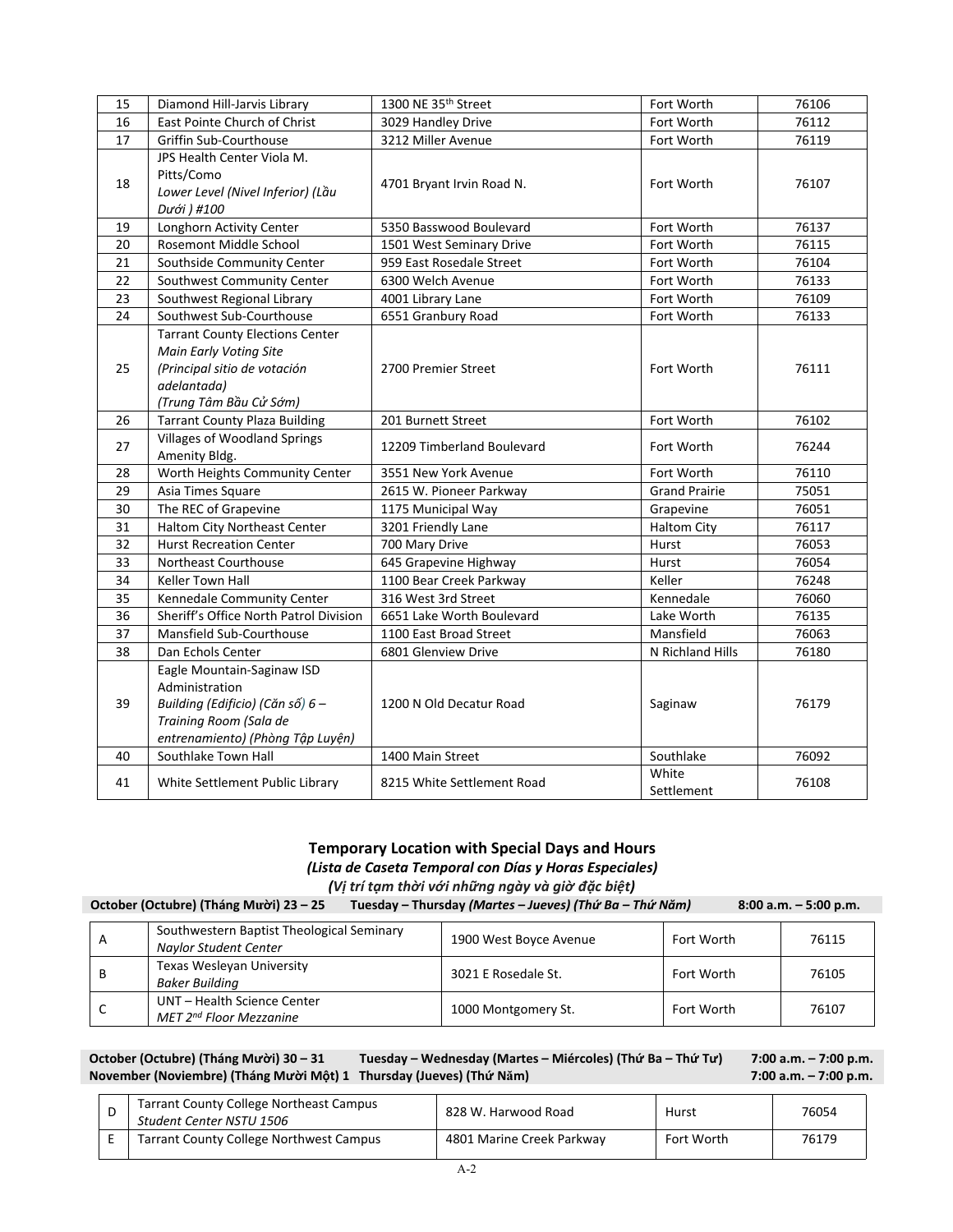| 15 | Diamond Hill-Jarvis Library | 1300 NE 35th Street | Fort Worth | 76106 |
|---|---|---|---|---|
| 16 | East Pointe Church of Christ | 3029 Handley Drive | Fort Worth | 76112 |
| 17 | Griffin Sub-Courthouse | 3212 Miller Avenue | Fort Worth | 76119 |
| 18 | JPS Health Center Viola M. Pitts/Como *Lower Level (Nivel Inferior) (Lầu Dưới ) #100* | 4701 Bryant Irvin Road N. | Fort Worth | 76107 |
| 19 | Longhorn Activity Center | 5350 Basswood Boulevard | Fort Worth | 76137 |
| 20 | Rosemont Middle School | 1501 West Seminary Drive | Fort Worth | 76115 |
| 21 | Southside Community Center | 959 East Rosedale Street | Fort Worth | 76104 |
| 22 | Southwest Community Center | 6300 Welch Avenue | Fort Worth | 76133 |
| 23 | Southwest Regional Library | 4001 Library Lane | Fort Worth | 76109 |
| 24 | Southwest Sub-Courthouse | 6551 Granbury Road | Fort Worth | 76133 |
| 25 | Tarrant County Elections Center *Main Early Voting Site (Principal sitio de votación adelantada) (Trung Tâm Bầu Cử Sớm)* | 2700 Premier Street | Fort Worth | 76111 |
| 26 | Tarrant County Plaza Building | 201 Burnett Street | Fort Worth | 76102 |
| 27 | Villages of Woodland Springs Amenity Bldg. | 12209 Timberland Boulevard | Fort Worth | 76244 |
| 28 | Worth Heights Community Center | 3551 New York Avenue | Fort Worth | 76110 |
| 29 | Asia Times Square | 2615 W. Pioneer Parkway | Grand Prairie | 75051 |
| 30 | The REC of Grapevine | 1175 Municipal Way | Grapevine | 76051 |
| 31 | Haltom City Northeast Center | 3201 Friendly Lane | Haltom City | 76117 |
| 32 | Hurst Recreation Center | 700 Mary Drive | Hurst | 76053 |
| 33 | Northeast Courthouse | 645 Grapevine Highway | Hurst | 76054 |
| 34 | Keller Town Hall | 1100 Bear Creek Parkway | Keller | 76248 |
| 35 | Kennedale Community Center | 316 West 3rd Street | Kennedale | 76060 |
| 36 | Sheriff's Office North Patrol Division | 6651 Lake Worth Boulevard | Lake Worth | 76135 |
| 37 | Mansfield Sub-Courthouse | 1100 East Broad Street | Mansfield | 76063 |
| 38 | Dan Echols Center | 6801 Glenview Drive | N Richland Hills | 76180 |
| 39 | Eagle Mountain-Saginaw ISD Administration *Building (Edificio) (Căn số) 6 – Training Room (Sala de entrenamiento) (Phòng Tập Luyện)* | 1200 N Old Decatur Road | Saginaw | 76179 |
| 40 | Southlake Town Hall | 1400 Main Street | Southlake | 76092 |
| 41 | White Settlement Public Library | 8215 White Settlement Road | White Settlement | 76108 |

### Temporary Location with Special Days and Hours

***(Lista de Caseta Temporal con Días y Horas Especiales)***

***(Vị trí tạm thời với những ngày và giờ đặc biệt)***

**October (Octubre) (Tháng Mười) 23 – 25 Tuesday – Thursday *(Martes – Jueves) (Thứ Ba – Thứ Năm)* 8:00 a.m. – 5:00 p.m.**

| A | Southwestern Baptist Theological Seminary *Naylor Student Center* | 1900 West Boyce Avenue | Fort Worth | 76115 |
|---|---|---|---|---|
| B | Texas Wesleyan University *Baker Building* | 3021 E Rosedale St. | Fort Worth | 76105 |
| C | UNT – Health Science Center *MET 2nd Floor Mezzanine* | 1000 Montgomery St. | Fort Worth | 76107 |

**October (Octubre) (Tháng Mười) 30 – 31 Tuesday – Wednesday (Martes – Miércoles) (Thứ Ba – Thứ Tư) 7:00 a.m. – 7:00 p.m.**
**November (Noviembre) (Tháng Mười Một) 1 Thursday (Jueves) (Thứ Năm) 7:00 a.m. – 7:00 p.m.**

| D | Tarrant County College Northeast Campus *Student Center NSTU 1506* | 828 W. Harwood Road | Hurst | 76054 |
|---|---|---|---|---|
| E | Tarrant County College Northwest Campus | 4801 Marine Creek Parkway | Fort Worth | 76179 |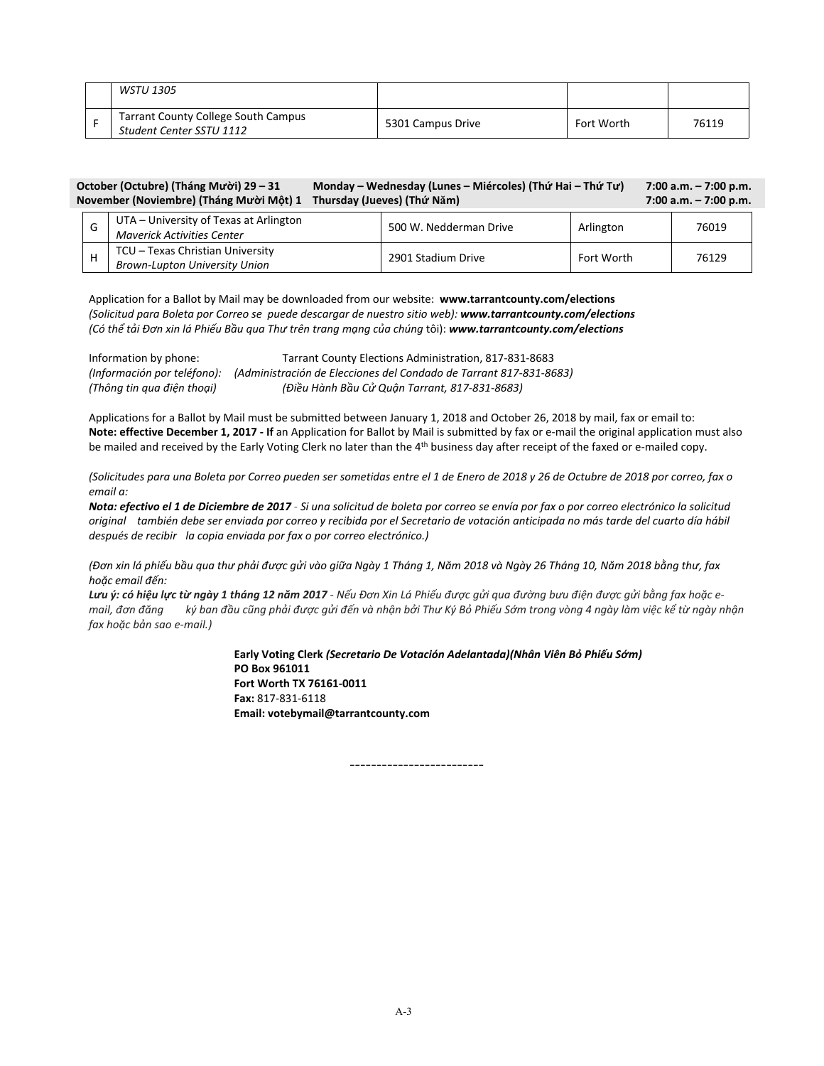|   | *WSTU 1305* |   |   |   |
|---|---|---|---|---|
| F | Tarrant County College South Campus *Student Center SSTU 1112* | 5301 Campus Drive | Fort Worth | 76119 |

**October (Octubre) (Tháng Mười) 29 – 31** **Monday – Wednesday (Lunes – Miércoles) (Thứ Hai – Thứ Tư)** **7:00 a.m. – 7:00 p.m.**
**November (Noviembre) (Tháng Mười Một) 1** **Thursday (Jueves) (Thứ Năm)** **7:00 a.m. – 7:00 p.m.**

|   |   |   |   |   |
|---|---|---|---|---|
| G | UTA – University of Texas at Arlington *Maverick Activities Center* | 500 W. Nedderman Drive | Arlington | 76019 |
| H | TCU – Texas Christian University *Brown-Lupton University Union* | 2901 Stadium Drive | Fort Worth | 76129 |

Application for a Ballot by Mail may be downloaded from our website: **www.tarrantcounty.com/elections**
*(Solicitud para Boleta por Correo se puede descargar de nuestro sitio web):* ***www.tarrantcounty.com/elections***
*(Có thể tải Đơn xin lá Phiếu Bầu qua Thư trên trang mạng của chúng* tôi): ***www.tarrantcounty.com/elections***

Information by phone: Tarrant County Elections Administration, 817-831-8683
*(Información por teléfono): (Administración de Elecciones del Condado de Tarrant 817-831-8683)*
*(Thông tin qua điện thoại) (Điều Hành Bầu Cử Quận Tarrant, 817-831-8683)*

Applications for a Ballot by Mail must be submitted between January 1, 2018 and October 26, 2018 by mail, fax or email to:
**Note: effective December 1, 2017 - If** an Application for Ballot by Mail is submitted by fax or e-mail the original application must also be mailed and received by the Early Voting Clerk no later than the 4th business day after receipt of the faxed or e-mailed copy.

*(Solicitudes para una Boleta por Correo pueden ser sometidas entre el 1 de Enero de 2018 y 26 de Octubre de 2018 por correo, fax o email a:*
***Nota: efectivo el 1 de Diciembre de 2017*** *- Si una solicitud de boleta por correo se envía por fax o por correo electrónico la solicitud original también debe ser enviada por correo y recibida por el Secretario de votación anticipada no más tarde del cuarto día hábil después de recibir la copia enviada por fax o por correo electrónico.)*

*(Đơn xin lá phiếu bầu qua thư phải được gửi vào giữa Ngày 1 Tháng 1, Năm 2018 và Ngày 26 Tháng 10, Năm 2018 bằng thư, fax hoặc email đến:*
***Lưu ý: có hiệu lực từ ngày 1 tháng 12 năm 2017*** *- Nếu Đơn Xin Lá Phiếu được gửi qua đường bưu điện được gửi bằng fax hoặc e-mail, đơn đăng ký ban đầu cũng phải được gửi đến và nhận bởi Thư Ký Bỏ Phiếu Sớm trong vòng 4 ngày làm việc kể từ ngày nhận fax hoặc bản sao e-mail.)*

**Early Voting Clerk** ***(Secretario De Votación Adelantada)(Nhân Viên Bỏ Phiếu Sớm)***
**PO Box 961011**
**Fort Worth TX 76161-0011**
**Fax:** 817-831-6118
**Email: votebymail@tarrantcounty.com**

-------------------------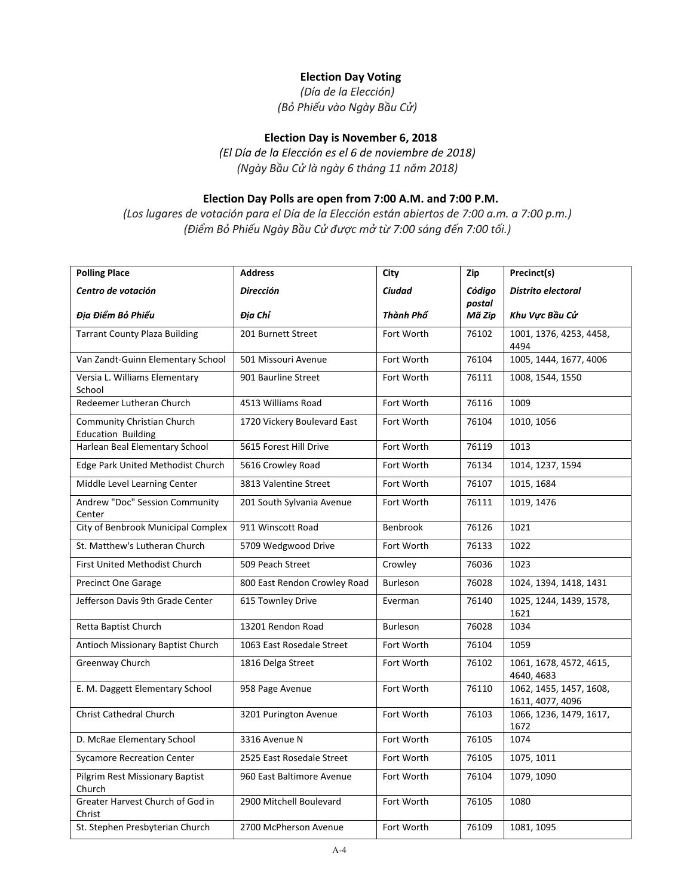**Election Day Voting**

*(Día de la Elección)*

*(Bỏ Phiếu vào Ngày Bầu Cử)*

**Election Day is November 6, 2018**

*(El Día de la Elección es el 6 de noviembre de 2018)*

*(Ngày Bầu Cử là ngày 6 tháng 11 năm 2018)*

**Election Day Polls are open from 7:00 A.M. and 7:00 P.M.**

*(Los lugares de votación para el Día de la Elección están abiertos de 7:00 a.m. a 7:00 p.m.)*

*(Điểm Bỏ Phiếu Ngày Bầu Cử được mở từ 7:00 sáng đến 7:00 tối.)*

| **Polling Place** *Centro de votación* *Địa Điểm Bỏ Phiếu* | **Address** *Dirección* *Địa Chỉ* | **City** *Ciudad* *Thành Phố* | **Zip** *Código postal* *Mã Zip* | **Precinct(s)** *Distrito electoral* *Khu Vực Bầu Cử* |
|---|---|---|---|---|
| Tarrant County Plaza Building | 201 Burnett Street | Fort Worth | 76102 | 1001, 1376, 4253, 4458, 4494 |
| Van Zandt-Guinn Elementary School | 501 Missouri Avenue | Fort Worth | 76104 | 1005, 1444, 1677, 4006 |
| Versia L. Williams Elementary School | 901 Baurline Street | Fort Worth | 76111 | 1008, 1544, 1550 |
| Redeemer Lutheran Church | 4513 Williams Road | Fort Worth | 76116 | 1009 |
| Community Christian Church Education Building | 1720 Vickery Boulevard East | Fort Worth | 76104 | 1010, 1056 |
| Harlean Beal Elementary School | 5615 Forest Hill Drive | Fort Worth | 76119 | 1013 |
| Edge Park United Methodist Church | 5616 Crowley Road | Fort Worth | 76134 | 1014, 1237, 1594 |
| Middle Level Learning Center | 3813 Valentine Street | Fort Worth | 76107 | 1015, 1684 |
| Andrew "Doc" Session Community Center | 201 South Sylvania Avenue | Fort Worth | 76111 | 1019, 1476 |
| City of Benbrook Municipal Complex | 911 Winscott Road | Benbrook | 76126 | 1021 |
| St. Matthew's Lutheran Church | 5709 Wedgwood Drive | Fort Worth | 76133 | 1022 |
| First United Methodist Church | 509 Peach Street | Crowley | 76036 | 1023 |
| Precinct One Garage | 800 East Rendon Crowley Road | Burleson | 76028 | 1024, 1394, 1418, 1431 |
| Jefferson Davis 9th Grade Center | 615 Townley Drive | Everman | 76140 | 1025, 1244, 1439, 1578, 1621 |
| Retta Baptist Church | 13201 Rendon Road | Burleson | 76028 | 1034 |
| Antioch Missionary Baptist Church | 1063 East Rosedale Street | Fort Worth | 76104 | 1059 |
| Greenway Church | 1816 Delga Street | Fort Worth | 76102 | 1061, 1678, 4572, 4615, 4640, 4683 |
| E. M. Daggett Elementary School | 958 Page Avenue | Fort Worth | 76110 | 1062, 1455, 1457, 1608, 1611, 4077, 4096 |
| Christ Cathedral Church | 3201 Purington Avenue | Fort Worth | 76103 | 1066, 1236, 1479, 1617, 1672 |
| D. McRae Elementary School | 3316 Avenue N | Fort Worth | 76105 | 1074 |
| Sycamore Recreation Center | 2525 East Rosedale Street | Fort Worth | 76105 | 1075, 1011 |
| Pilgrim Rest Missionary Baptist Church | 960 East Baltimore Avenue | Fort Worth | 76104 | 1079, 1090 |
| Greater Harvest Church of God in Christ | 2900 Mitchell Boulevard | Fort Worth | 76105 | 1080 |
| St. Stephen Presbyterian Church | 2700 McPherson Avenue | Fort Worth | 76109 | 1081, 1095 |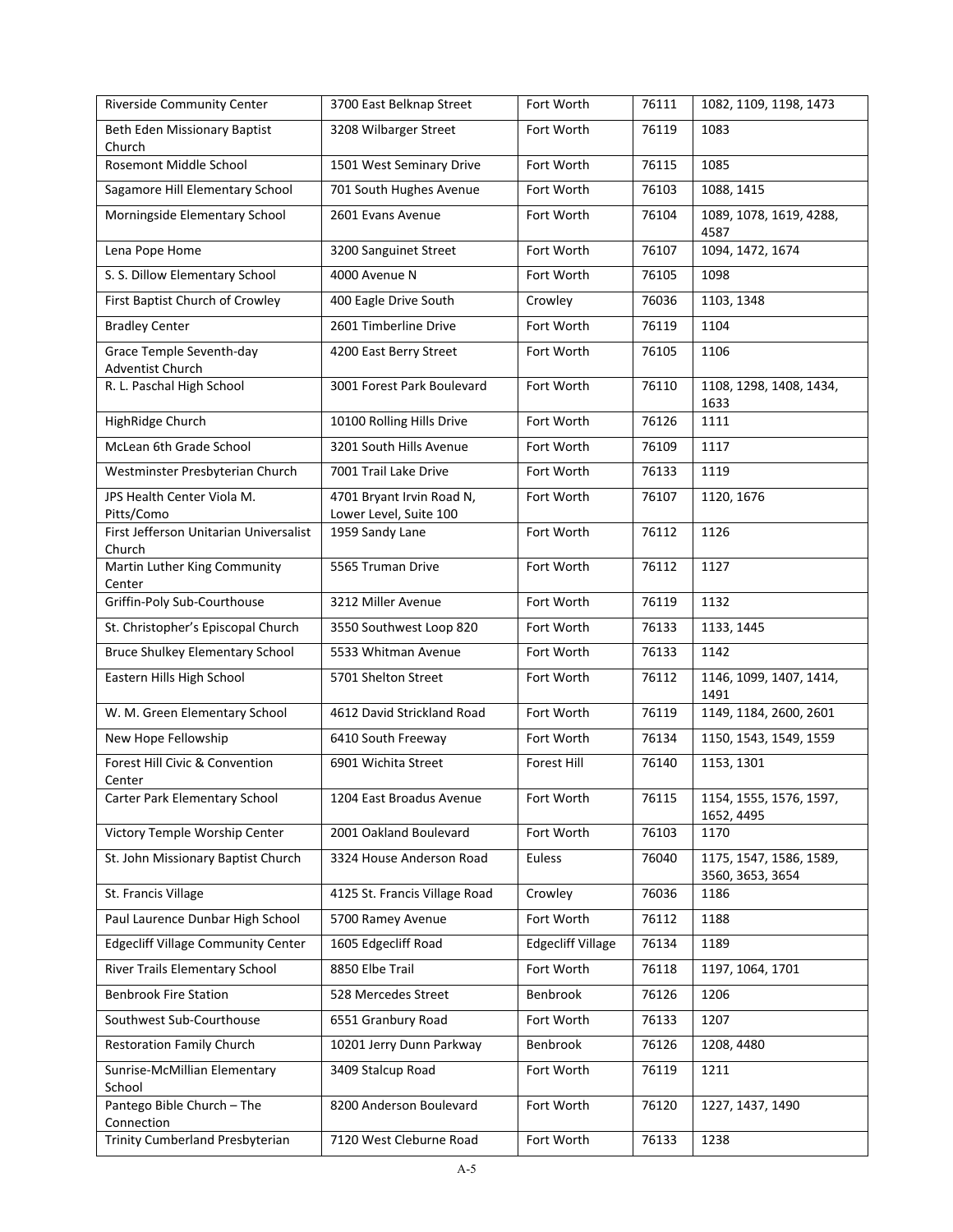| Riverside Community Center | 3700 East Belknap Street | Fort Worth | 76111 | 1082, 1109, 1198, 1473 |
|---|---|---|---|---|
| Beth Eden Missionary Baptist Church | 3208 Wilbarger Street | Fort Worth | 76119 | 1083 |
| Rosemont Middle School | 1501 West Seminary Drive | Fort Worth | 76115 | 1085 |
| Sagamore Hill Elementary School | 701 South Hughes Avenue | Fort Worth | 76103 | 1088, 1415 |
| Morningside Elementary School | 2601 Evans Avenue | Fort Worth | 76104 | 1089, 1078, 1619, 4288, 4587 |
| Lena Pope Home | 3200 Sanguinet Street | Fort Worth | 76107 | 1094, 1472, 1674 |
| S. S. Dillow Elementary School | 4000 Avenue N | Fort Worth | 76105 | 1098 |
| First Baptist Church of Crowley | 400 Eagle Drive South | Crowley | 76036 | 1103, 1348 |
| Bradley Center | 2601 Timberline Drive | Fort Worth | 76119 | 1104 |
| Grace Temple Seventh-day Adventist Church | 4200 East Berry Street | Fort Worth | 76105 | 1106 |
| R. L. Paschal High School | 3001 Forest Park Boulevard | Fort Worth | 76110 | 1108, 1298, 1408, 1434, 1633 |
| HighRidge Church | 10100 Rolling Hills Drive | Fort Worth | 76126 | 1111 |
| McLean 6th Grade School | 3201 South Hills Avenue | Fort Worth | 76109 | 1117 |
| Westminster Presbyterian Church | 7001 Trail Lake Drive | Fort Worth | 76133 | 1119 |
| JPS Health Center Viola M. Pitts/Como | 4701 Bryant Irvin Road N, Lower Level, Suite 100 | Fort Worth | 76107 | 1120, 1676 |
| First Jefferson Unitarian Universalist Church | 1959 Sandy Lane | Fort Worth | 76112 | 1126 |
| Martin Luther King Community Center | 5565 Truman Drive | Fort Worth | 76112 | 1127 |
| Griffin-Poly Sub-Courthouse | 3212 Miller Avenue | Fort Worth | 76119 | 1132 |
| St. Christopher's Episcopal Church | 3550 Southwest Loop 820 | Fort Worth | 76133 | 1133, 1445 |
| Bruce Shulkey Elementary School | 5533 Whitman Avenue | Fort Worth | 76133 | 1142 |
| Eastern Hills High School | 5701 Shelton Street | Fort Worth | 76112 | 1146, 1099, 1407, 1414, 1491 |
| W. M. Green Elementary School | 4612 David Strickland Road | Fort Worth | 76119 | 1149, 1184, 2600, 2601 |
| New Hope Fellowship | 6410 South Freeway | Fort Worth | 76134 | 1150, 1543, 1549, 1559 |
| Forest Hill Civic & Convention Center | 6901 Wichita Street | Forest Hill | 76140 | 1153, 1301 |
| Carter Park Elementary School | 1204 East Broadus Avenue | Fort Worth | 76115 | 1154, 1555, 1576, 1597, 1652, 4495 |
| Victory Temple Worship Center | 2001 Oakland Boulevard | Fort Worth | 76103 | 1170 |
| St. John Missionary Baptist Church | 3324 House Anderson Road | Euless | 76040 | 1175, 1547, 1586, 1589, 3560, 3653, 3654 |
| St. Francis Village | 4125 St. Francis Village Road | Crowley | 76036 | 1186 |
| Paul Laurence Dunbar High School | 5700 Ramey Avenue | Fort Worth | 76112 | 1188 |
| Edgecliff Village Community Center | 1605 Edgecliff Road | Edgecliff Village | 76134 | 1189 |
| River Trails Elementary School | 8850 Elbe Trail | Fort Worth | 76118 | 1197, 1064, 1701 |
| Benbrook Fire Station | 528 Mercedes Street | Benbrook | 76126 | 1206 |
| Southwest Sub-Courthouse | 6551 Granbury Road | Fort Worth | 76133 | 1207 |
| Restoration Family Church | 10201 Jerry Dunn Parkway | Benbrook | 76126 | 1208, 4480 |
| Sunrise-McMillian Elementary School | 3409 Stalcup Road | Fort Worth | 76119 | 1211 |
| Pantego Bible Church – The Connection | 8200 Anderson Boulevard | Fort Worth | 76120 | 1227, 1437, 1490 |
| Trinity Cumberland Presbyterian | 7120 West Cleburne Road | Fort Worth | 76133 | 1238 |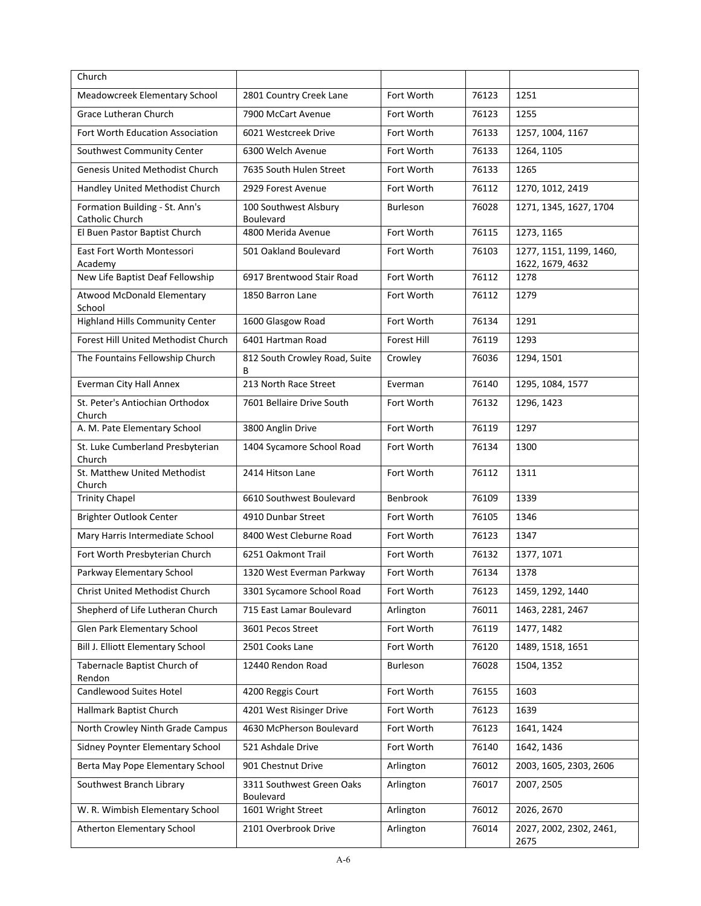| | | | | |
|---|---|---|---|---|
| Church | | | | |
| Meadowcreek Elementary School | 2801 Country Creek Lane | Fort Worth | 76123 | 1251 |
| Grace Lutheran Church | 7900 McCart Avenue | Fort Worth | 76123 | 1255 |
| Fort Worth Education Association | 6021 Westcreek Drive | Fort Worth | 76133 | 1257, 1004, 1167 |
| Southwest Community Center | 6300 Welch Avenue | Fort Worth | 76133 | 1264, 1105 |
| Genesis United Methodist Church | 7635 South Hulen Street | Fort Worth | 76133 | 1265 |
| Handley United Methodist Church | 2929 Forest Avenue | Fort Worth | 76112 | 1270, 1012, 2419 |
| Formation Building - St. Ann's Catholic Church | 100 Southwest Alsbury Boulevard | Burleson | 76028 | 1271, 1345, 1627, 1704 |
| El Buen Pastor Baptist Church | 4800 Merida Avenue | Fort Worth | 76115 | 1273, 1165 |
| East Fort Worth Montessori Academy | 501 Oakland Boulevard | Fort Worth | 76103 | 1277, 1151, 1199, 1460, 1622, 1679, 4632 |
| New Life Baptist Deaf Fellowship | 6917 Brentwood Stair Road | Fort Worth | 76112 | 1278 |
| Atwood McDonald Elementary School | 1850 Barron Lane | Fort Worth | 76112 | 1279 |
| Highland Hills Community Center | 1600 Glasgow Road | Fort Worth | 76134 | 1291 |
| Forest Hill United Methodist Church | 6401 Hartman Road | Forest Hill | 76119 | 1293 |
| The Fountains Fellowship Church | 812 South Crowley Road, Suite B | Crowley | 76036 | 1294, 1501 |
| Everman City Hall Annex | 213 North Race Street | Everman | 76140 | 1295, 1084, 1577 |
| St. Peter's Antiochian Orthodox Church | 7601 Bellaire Drive South | Fort Worth | 76132 | 1296, 1423 |
| A. M. Pate Elementary School | 3800 Anglin Drive | Fort Worth | 76119 | 1297 |
| St. Luke Cumberland Presbyterian Church | 1404 Sycamore School Road | Fort Worth | 76134 | 1300 |
| St. Matthew United Methodist Church | 2414 Hitson Lane | Fort Worth | 76112 | 1311 |
| Trinity Chapel | 6610 Southwest Boulevard | Benbrook | 76109 | 1339 |
| Brighter Outlook Center | 4910 Dunbar Street | Fort Worth | 76105 | 1346 |
| Mary Harris Intermediate School | 8400 West Cleburne Road | Fort Worth | 76123 | 1347 |
| Fort Worth Presbyterian Church | 6251 Oakmont Trail | Fort Worth | 76132 | 1377, 1071 |
| Parkway Elementary School | 1320 West Everman Parkway | Fort Worth | 76134 | 1378 |
| Christ United Methodist Church | 3301 Sycamore School Road | Fort Worth | 76123 | 1459, 1292, 1440 |
| Shepherd of Life Lutheran Church | 715 East Lamar Boulevard | Arlington | 76011 | 1463, 2281, 2467 |
| Glen Park Elementary School | 3601 Pecos Street | Fort Worth | 76119 | 1477, 1482 |
| Bill J. Elliott Elementary School | 2501 Cooks Lane | Fort Worth | 76120 | 1489, 1518, 1651 |
| Tabernacle Baptist Church of Rendon | 12440 Rendon Road | Burleson | 76028 | 1504, 1352 |
| Candlewood Suites Hotel | 4200 Reggis Court | Fort Worth | 76155 | 1603 |
| Hallmark Baptist Church | 4201 West Risinger Drive | Fort Worth | 76123 | 1639 |
| North Crowley Ninth Grade Campus | 4630 McPherson Boulevard | Fort Worth | 76123 | 1641, 1424 |
| Sidney Poynter Elementary School | 521 Ashdale Drive | Fort Worth | 76140 | 1642, 1436 |
| Berta May Pope Elementary School | 901 Chestnut Drive | Arlington | 76012 | 2003, 1605, 2303, 2606 |
| Southwest Branch Library | 3311 Southwest Green Oaks Boulevard | Arlington | 76017 | 2007, 2505 |
| W. R. Wimbish Elementary School | 1601 Wright Street | Arlington | 76012 | 2026, 2670 |
| Atherton Elementary School | 2101 Overbrook Drive | Arlington | 76014 | 2027, 2002, 2302, 2461, 2675 |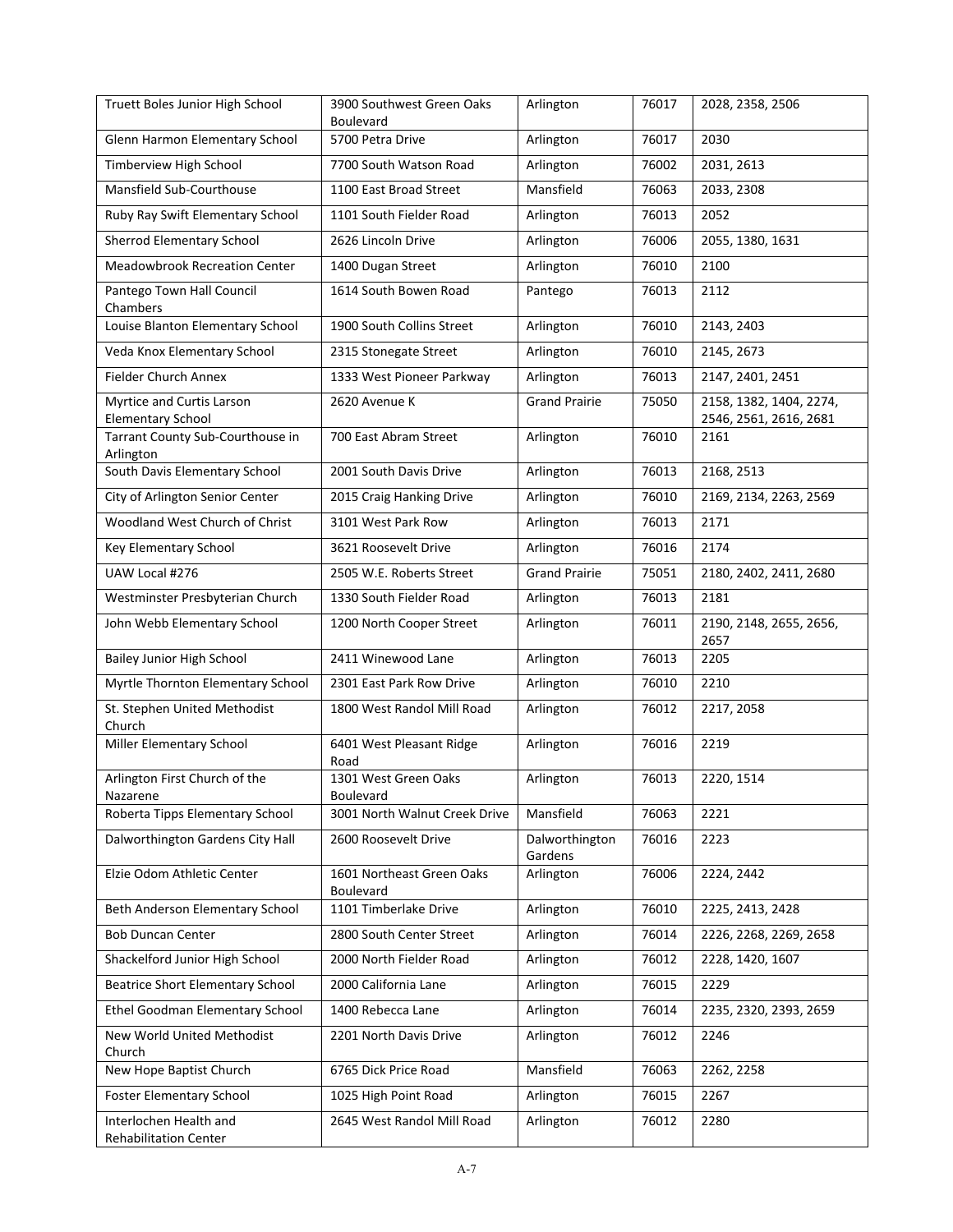| Truett Boles Junior High School | 3900 Southwest Green Oaks Boulevard | Arlington | 76017 | 2028, 2358, 2506 |
|---|---|---|---|---|
| Glenn Harmon Elementary School | 5700 Petra Drive | Arlington | 76017 | 2030 |
| Timberview High School | 7700 South Watson Road | Arlington | 76002 | 2031, 2613 |
| Mansfield Sub-Courthouse | 1100 East Broad Street | Mansfield | 76063 | 2033, 2308 |
| Ruby Ray Swift Elementary School | 1101 South Fielder Road | Arlington | 76013 | 2052 |
| Sherrod Elementary School | 2626 Lincoln Drive | Arlington | 76006 | 2055, 1380, 1631 |
| Meadowbrook Recreation Center | 1400 Dugan Street | Arlington | 76010 | 2100 |
| Pantego Town Hall Council Chambers | 1614 South Bowen Road | Pantego | 76013 | 2112 |
| Louise Blanton Elementary School | 1900 South Collins Street | Arlington | 76010 | 2143, 2403 |
| Veda Knox Elementary School | 2315 Stonegate Street | Arlington | 76010 | 2145, 2673 |
| Fielder Church Annex | 1333 West Pioneer Parkway | Arlington | 76013 | 2147, 2401, 2451 |
| Myrtice and Curtis Larson Elementary School | 2620 Avenue K | Grand Prairie | 75050 | 2158, 1382, 1404, 2274, 2546, 2561, 2616, 2681 |
| Tarrant County Sub-Courthouse in Arlington | 700 East Abram Street | Arlington | 76010 | 2161 |
| South Davis Elementary School | 2001 South Davis Drive | Arlington | 76013 | 2168, 2513 |
| City of Arlington Senior Center | 2015 Craig Hanking Drive | Arlington | 76010 | 2169, 2134, 2263, 2569 |
| Woodland West Church of Christ | 3101 West Park Row | Arlington | 76013 | 2171 |
| Key Elementary School | 3621 Roosevelt Drive | Arlington | 76016 | 2174 |
| UAW Local #276 | 2505 W.E. Roberts Street | Grand Prairie | 75051 | 2180, 2402, 2411, 2680 |
| Westminster Presbyterian Church | 1330 South Fielder Road | Arlington | 76013 | 2181 |
| John Webb Elementary School | 1200 North Cooper Street | Arlington | 76011 | 2190, 2148, 2655, 2656, 2657 |
| Bailey Junior High School | 2411 Winewood Lane | Arlington | 76013 | 2205 |
| Myrtle Thornton Elementary School | 2301 East Park Row Drive | Arlington | 76010 | 2210 |
| St. Stephen United Methodist Church | 1800 West Randol Mill Road | Arlington | 76012 | 2217, 2058 |
| Miller Elementary School | 6401 West Pleasant Ridge Road | Arlington | 76016 | 2219 |
| Arlington First Church of the Nazarene | 1301 West Green Oaks Boulevard | Arlington | 76013 | 2220, 1514 |
| Roberta Tipps Elementary School | 3001 North Walnut Creek Drive | Mansfield | 76063 | 2221 |
| Dalworthington Gardens City Hall | 2600 Roosevelt Drive | Dalworthington Gardens | 76016 | 2223 |
| Elzie Odom Athletic Center | 1601 Northeast Green Oaks Boulevard | Arlington | 76006 | 2224, 2442 |
| Beth Anderson Elementary School | 1101 Timberlake Drive | Arlington | 76010 | 2225, 2413, 2428 |
| Bob Duncan Center | 2800 South Center Street | Arlington | 76014 | 2226, 2268, 2269, 2658 |
| Shackelford Junior High School | 2000 North Fielder Road | Arlington | 76012 | 2228, 1420, 1607 |
| Beatrice Short Elementary School | 2000 California Lane | Arlington | 76015 | 2229 |
| Ethel Goodman Elementary School | 1400 Rebecca Lane | Arlington | 76014 | 2235, 2320, 2393, 2659 |
| New World United Methodist Church | 2201 North Davis Drive | Arlington | 76012 | 2246 |
| New Hope Baptist Church | 6765 Dick Price Road | Mansfield | 76063 | 2262, 2258 |
| Foster Elementary School | 1025 High Point Road | Arlington | 76015 | 2267 |
| Interlochen Health and Rehabilitation Center | 2645 West Randol Mill Road | Arlington | 76012 | 2280 |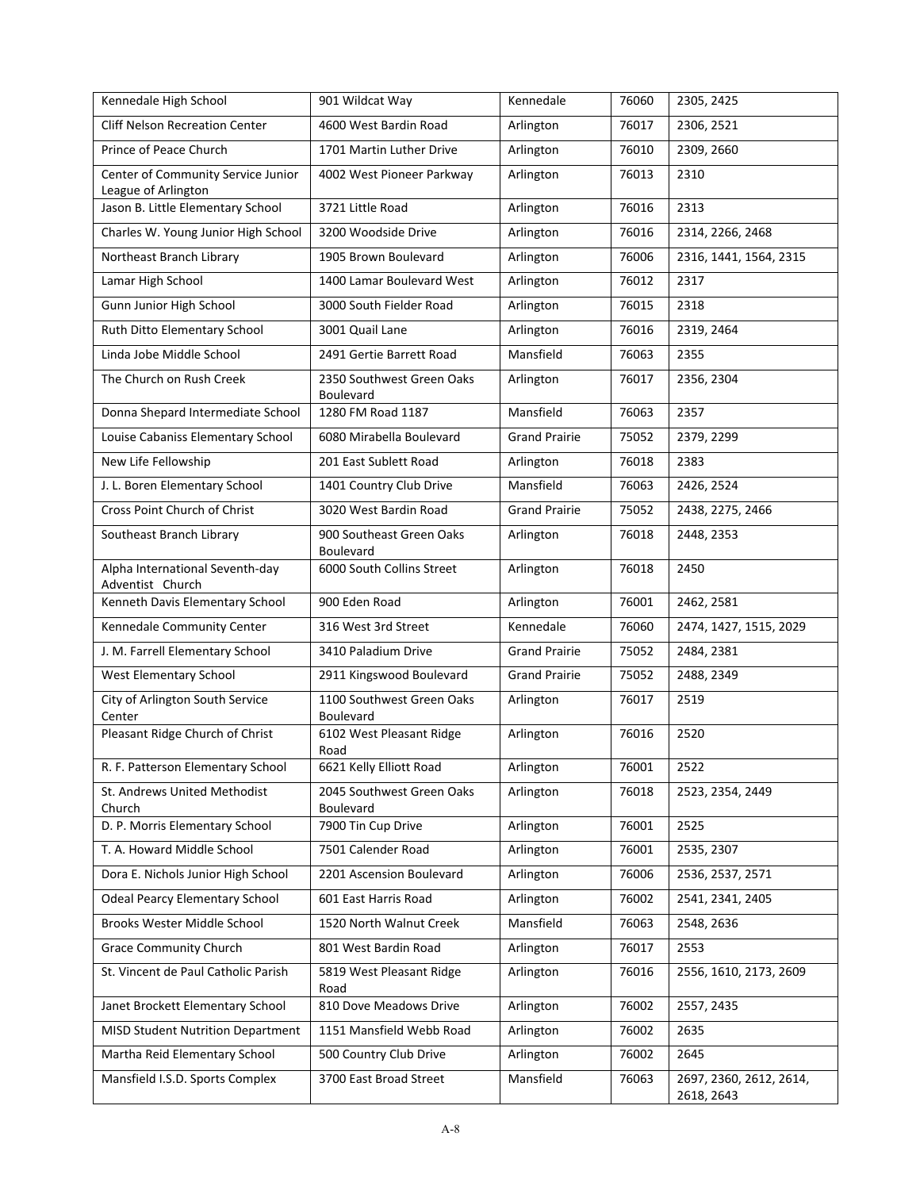| Kennedale High School | 901 Wildcat Way | Kennedale | 76060 | 2305, 2425 |
|---|---|---|---|---|
| Cliff Nelson Recreation Center | 4600 West Bardin Road | Arlington | 76017 | 2306, 2521 |
| Prince of Peace Church | 1701 Martin Luther Drive | Arlington | 76010 | 2309, 2660 |
| Center of Community Service Junior League of Arlington | 4002 West Pioneer Parkway | Arlington | 76013 | 2310 |
| Jason B. Little Elementary School | 3721 Little Road | Arlington | 76016 | 2313 |
| Charles W. Young Junior High School | 3200 Woodside Drive | Arlington | 76016 | 2314, 2266, 2468 |
| Northeast Branch Library | 1905 Brown Boulevard | Arlington | 76006 | 2316, 1441, 1564, 2315 |
| Lamar High School | 1400 Lamar Boulevard West | Arlington | 76012 | 2317 |
| Gunn Junior High School | 3000 South Fielder Road | Arlington | 76015 | 2318 |
| Ruth Ditto Elementary School | 3001 Quail Lane | Arlington | 76016 | 2319, 2464 |
| Linda Jobe Middle School | 2491 Gertie Barrett Road | Mansfield | 76063 | 2355 |
| The Church on Rush Creek | 2350 Southwest Green Oaks Boulevard | Arlington | 76017 | 2356, 2304 |
| Donna Shepard Intermediate School | 1280 FM Road 1187 | Mansfield | 76063 | 2357 |
| Louise Cabaniss Elementary School | 6080 Mirabella Boulevard | Grand Prairie | 75052 | 2379, 2299 |
| New Life Fellowship | 201 East Sublett Road | Arlington | 76018 | 2383 |
| J. L. Boren Elementary School | 1401 Country Club Drive | Mansfield | 76063 | 2426, 2524 |
| Cross Point Church of Christ | 3020 West Bardin Road | Grand Prairie | 75052 | 2438, 2275, 2466 |
| Southeast Branch Library | 900 Southeast Green Oaks Boulevard | Arlington | 76018 | 2448, 2353 |
| Alpha International Seventh-day Adventist Church | 6000 South Collins Street | Arlington | 76018 | 2450 |
| Kenneth Davis Elementary School | 900 Eden Road | Arlington | 76001 | 2462, 2581 |
| Kennedale Community Center | 316 West 3rd Street | Kennedale | 76060 | 2474, 1427, 1515, 2029 |
| J. M. Farrell Elementary School | 3410 Paladium Drive | Grand Prairie | 75052 | 2484, 2381 |
| West Elementary School | 2911 Kingswood Boulevard | Grand Prairie | 75052 | 2488, 2349 |
| City of Arlington South Service Center | 1100 Southwest Green Oaks Boulevard | Arlington | 76017 | 2519 |
| Pleasant Ridge Church of Christ | 6102 West Pleasant Ridge Road | Arlington | 76016 | 2520 |
| R. F. Patterson Elementary School | 6621 Kelly Elliott Road | Arlington | 76001 | 2522 |
| St. Andrews United Methodist Church | 2045 Southwest Green Oaks Boulevard | Arlington | 76018 | 2523, 2354, 2449 |
| D. P. Morris Elementary School | 7900 Tin Cup Drive | Arlington | 76001 | 2525 |
| T. A. Howard Middle School | 7501 Calender Road | Arlington | 76001 | 2535, 2307 |
| Dora E. Nichols Junior High School | 2201 Ascension Boulevard | Arlington | 76006 | 2536, 2537, 2571 |
| Odeal Pearcy Elementary School | 601 East Harris Road | Arlington | 76002 | 2541, 2341, 2405 |
| Brooks Wester Middle School | 1520 North Walnut Creek | Mansfield | 76063 | 2548, 2636 |
| Grace Community Church | 801 West Bardin Road | Arlington | 76017 | 2553 |
| St. Vincent de Paul Catholic Parish | 5819 West Pleasant Ridge Road | Arlington | 76016 | 2556, 1610, 2173, 2609 |
| Janet Brockett Elementary School | 810 Dove Meadows Drive | Arlington | 76002 | 2557, 2435 |
| MISD Student Nutrition Department | 1151 Mansfield Webb Road | Arlington | 76002 | 2635 |
| Martha Reid Elementary School | 500 Country Club Drive | Arlington | 76002 | 2645 |
| Mansfield I.S.D. Sports Complex | 3700 East Broad Street | Mansfield | 76063 | 2697, 2360, 2612, 2614, 2618, 2643 |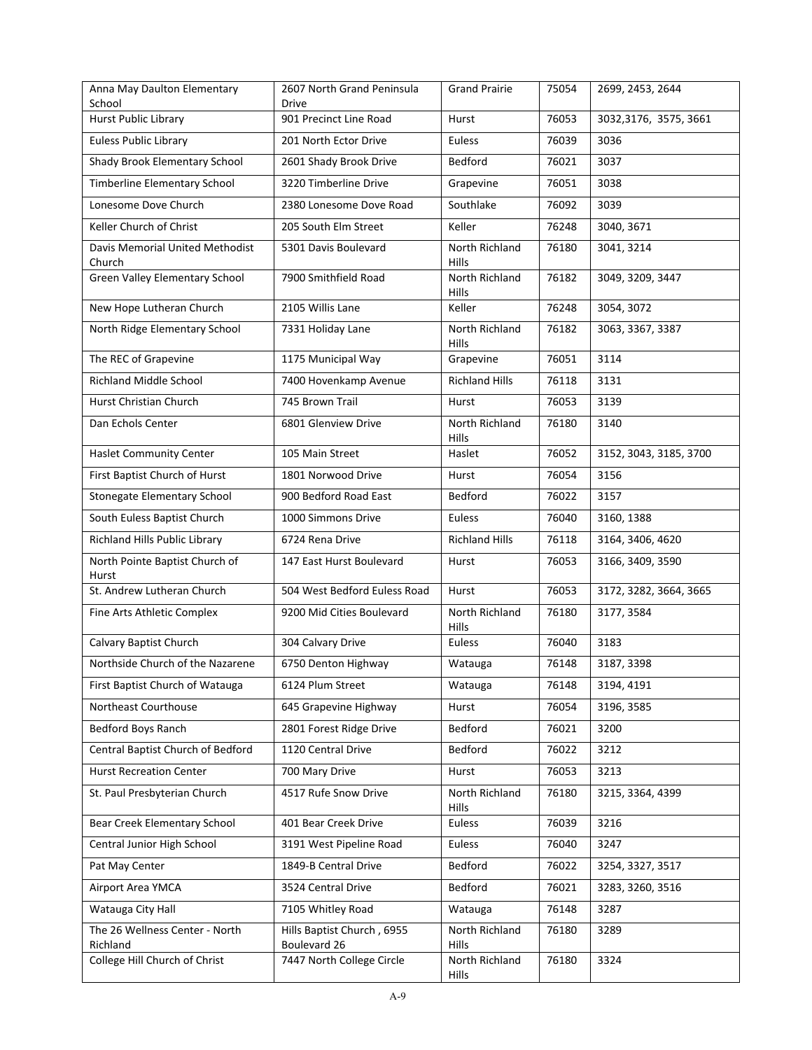| Anna May Daulton Elementary School | 2607 North Grand Peninsula Drive | Grand Prairie | 75054 | 2699, 2453, 2644 |
|---|---|---|---|---|
| Hurst Public Library | 901 Precinct Line Road | Hurst | 76053 | 3032,3176, 3575, 3661 |
| Euless Public Library | 201 North Ector Drive | Euless | 76039 | 3036 |
| Shady Brook Elementary School | 2601 Shady Brook Drive | Bedford | 76021 | 3037 |
| Timberline Elementary School | 3220 Timberline Drive | Grapevine | 76051 | 3038 |
| Lonesome Dove Church | 2380 Lonesome Dove Road | Southlake | 76092 | 3039 |
| Keller Church of Christ | 205 South Elm Street | Keller | 76248 | 3040, 3671 |
| Davis Memorial United Methodist Church | 5301 Davis Boulevard | North Richland Hills | 76180 | 3041, 3214 |
| Green Valley Elementary School | 7900 Smithfield Road | North Richland Hills | 76182 | 3049, 3209, 3447 |
| New Hope Lutheran Church | 2105 Willis Lane | Keller | 76248 | 3054, 3072 |
| North Ridge Elementary School | 7331 Holiday Lane | North Richland Hills | 76182 | 3063, 3367, 3387 |
| The REC of Grapevine | 1175 Municipal Way | Grapevine | 76051 | 3114 |
| Richland Middle School | 7400 Hovenkamp Avenue | Richland Hills | 76118 | 3131 |
| Hurst Christian Church | 745 Brown Trail | Hurst | 76053 | 3139 |
| Dan Echols Center | 6801 Glenview Drive | North Richland Hills | 76180 | 3140 |
| Haslet Community Center | 105 Main Street | Haslet | 76052 | 3152, 3043, 3185, 3700 |
| First Baptist Church of Hurst | 1801 Norwood Drive | Hurst | 76054 | 3156 |
| Stonegate Elementary School | 900 Bedford Road East | Bedford | 76022 | 3157 |
| South Euless Baptist Church | 1000 Simmons Drive | Euless | 76040 | 3160, 1388 |
| Richland Hills Public Library | 6724 Rena Drive | Richland Hills | 76118 | 3164, 3406, 4620 |
| North Pointe Baptist Church of Hurst | 147 East Hurst Boulevard | Hurst | 76053 | 3166, 3409, 3590 |
| St. Andrew Lutheran Church | 504 West Bedford Euless Road | Hurst | 76053 | 3172, 3282, 3664, 3665 |
| Fine Arts Athletic Complex | 9200 Mid Cities Boulevard | North Richland Hills | 76180 | 3177, 3584 |
| Calvary Baptist Church | 304 Calvary Drive | Euless | 76040 | 3183 |
| Northside Church of the Nazarene | 6750 Denton Highway | Watauga | 76148 | 3187, 3398 |
| First Baptist Church of Watauga | 6124 Plum Street | Watauga | 76148 | 3194, 4191 |
| Northeast Courthouse | 645 Grapevine Highway | Hurst | 76054 | 3196, 3585 |
| Bedford Boys Ranch | 2801 Forest Ridge Drive | Bedford | 76021 | 3200 |
| Central Baptist Church of Bedford | 1120 Central Drive | Bedford | 76022 | 3212 |
| Hurst Recreation Center | 700 Mary Drive | Hurst | 76053 | 3213 |
| St. Paul Presbyterian Church | 4517 Rufe Snow Drive | North Richland Hills | 76180 | 3215, 3364, 4399 |
| Bear Creek Elementary School | 401 Bear Creek Drive | Euless | 76039 | 3216 |
| Central Junior High School | 3191 West Pipeline Road | Euless | 76040 | 3247 |
| Pat May Center | 1849-B Central Drive | Bedford | 76022 | 3254, 3327, 3517 |
| Airport Area YMCA | 3524 Central Drive | Bedford | 76021 | 3283, 3260, 3516 |
| Watauga City Hall | 7105 Whitley Road | Watauga | 76148 | 3287 |
| The 26 Wellness Center - North Richland | Hills Baptist Church , 6955 Boulevard 26 | North Richland Hills | 76180 | 3289 |
| College Hill Church of Christ | 7447 North College Circle | North Richland Hills | 76180 | 3324 |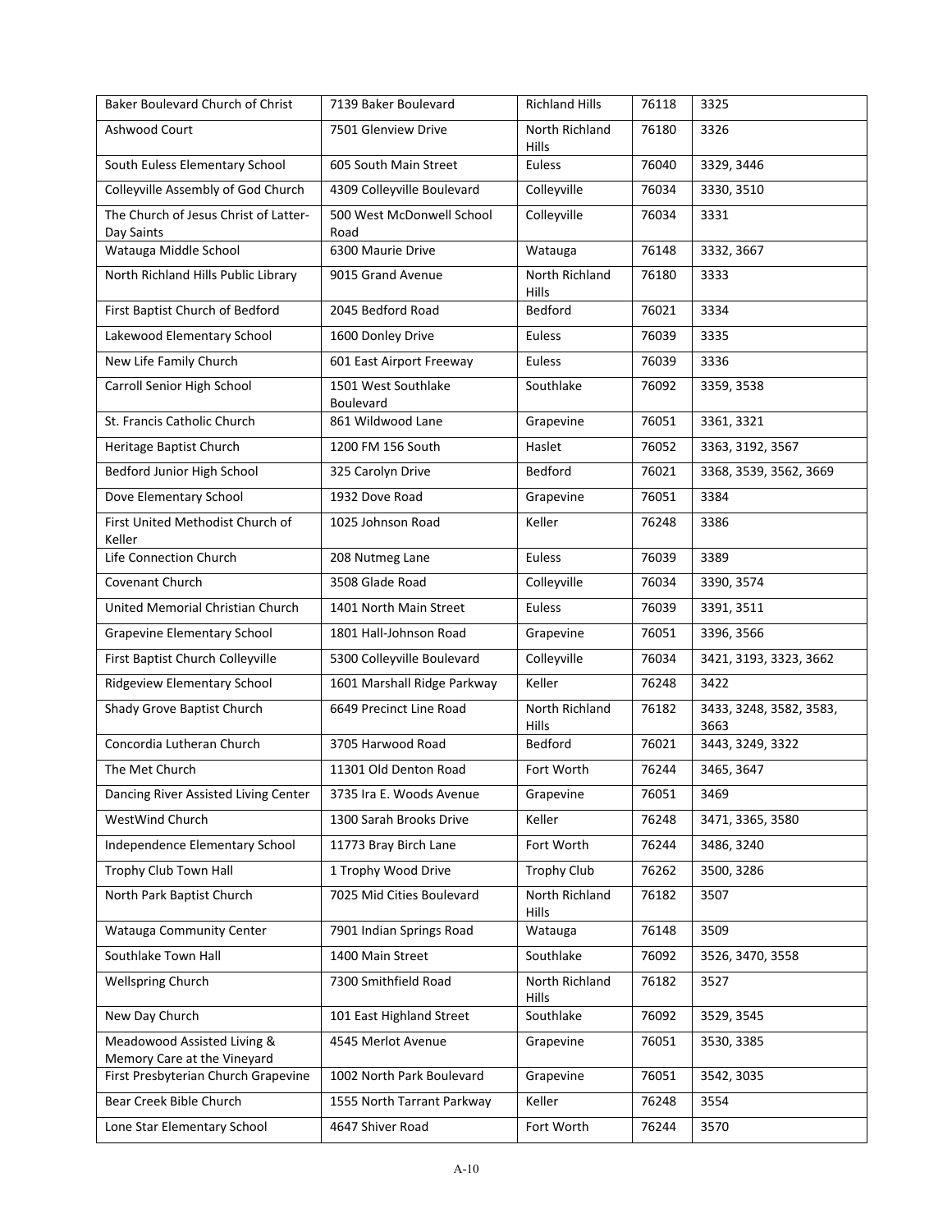| | | | | |
|---|---|---|---|---|
| Baker Boulevard Church of Christ | 7139 Baker Boulevard | Richland Hills | 76118 | 3325 |
| Ashwood Court | 7501 Glenview Drive | North Richland Hills | 76180 | 3326 |
| South Euless Elementary School | 605 South Main Street | Euless | 76040 | 3329, 3446 |
| Colleyville Assembly of God Church | 4309 Colleyville Boulevard | Colleyville | 76034 | 3330, 3510 |
| The Church of Jesus Christ of Latter-Day Saints | 500 West McDonwell School Road | Colleyville | 76034 | 3331 |
| Watauga Middle School | 6300 Maurie Drive | Watauga | 76148 | 3332, 3667 |
| North Richland Hills Public Library | 9015 Grand Avenue | North Richland Hills | 76180 | 3333 |
| First Baptist Church of Bedford | 2045 Bedford Road | Bedford | 76021 | 3334 |
| Lakewood Elementary School | 1600 Donley Drive | Euless | 76039 | 3335 |
| New Life Family Church | 601 East Airport Freeway | Euless | 76039 | 3336 |
| Carroll Senior High School | 1501 West Southlake Boulevard | Southlake | 76092 | 3359, 3538 |
| St. Francis Catholic Church | 861 Wildwood Lane | Grapevine | 76051 | 3361, 3321 |
| Heritage Baptist Church | 1200 FM 156 South | Haslet | 76052 | 3363, 3192, 3567 |
| Bedford Junior High School | 325 Carolyn Drive | Bedford | 76021 | 3368, 3539, 3562, 3669 |
| Dove Elementary School | 1932 Dove Road | Grapevine | 76051 | 3384 |
| First United Methodist Church of Keller | 1025 Johnson Road | Keller | 76248 | 3386 |
| Life Connection Church | 208 Nutmeg Lane | Euless | 76039 | 3389 |
| Covenant Church | 3508 Glade Road | Colleyville | 76034 | 3390, 3574 |
| United Memorial Christian Church | 1401 North Main Street | Euless | 76039 | 3391, 3511 |
| Grapevine Elementary School | 1801 Hall-Johnson Road | Grapevine | 76051 | 3396, 3566 |
| First Baptist Church Colleyville | 5300 Colleyville Boulevard | Colleyville | 76034 | 3421, 3193, 3323, 3662 |
| Ridgeview Elementary School | 1601 Marshall Ridge Parkway | Keller | 76248 | 3422 |
| Shady Grove Baptist Church | 6649 Precinct Line Road | North Richland Hills | 76182 | 3433, 3248, 3582, 3583, 3663 |
| Concordia Lutheran Church | 3705 Harwood Road | Bedford | 76021 | 3443, 3249, 3322 |
| The Met Church | 11301 Old Denton Road | Fort Worth | 76244 | 3465, 3647 |
| Dancing River Assisted Living Center | 3735 Ira E. Woods Avenue | Grapevine | 76051 | 3469 |
| WestWind Church | 1300 Sarah Brooks Drive | Keller | 76248 | 3471, 3365, 3580 |
| Independence Elementary School | 11773 Bray Birch Lane | Fort Worth | 76244 | 3486, 3240 |
| Trophy Club Town Hall | 1 Trophy Wood Drive | Trophy Club | 76262 | 3500, 3286 |
| North Park Baptist Church | 7025 Mid Cities Boulevard | North Richland Hills | 76182 | 3507 |
| Watauga Community Center | 7901 Indian Springs Road | Watauga | 76148 | 3509 |
| Southlake Town Hall | 1400 Main Street | Southlake | 76092 | 3526, 3470, 3558 |
| Wellspring Church | 7300 Smithfield Road | North Richland Hills | 76182 | 3527 |
| New Day Church | 101 East Highland Street | Southlake | 76092 | 3529, 3545 |
| Meadowood Assisted Living & Memory Care at the Vineyard | 4545 Merlot Avenue | Grapevine | 76051 | 3530, 3385 |
| First Presbyterian Church Grapevine | 1002 North Park Boulevard | Grapevine | 76051 | 3542, 3035 |
| Bear Creek Bible Church | 1555 North Tarrant Parkway | Keller | 76248 | 3554 |
| Lone Star Elementary School | 4647 Shiver Road | Fort Worth | 76244 | 3570 |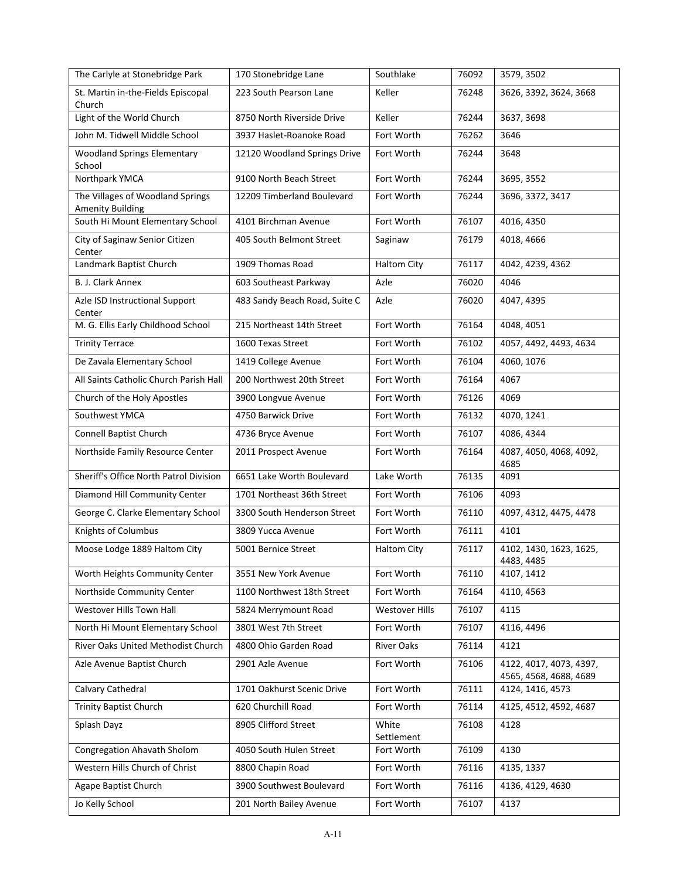| | | | | |
|---|---|---|---|---|
| The Carlyle at Stonebridge Park | 170 Stonebridge Lane | Southlake | 76092 | 3579, 3502 |
| St. Martin in-the-Fields Episcopal Church | 223 South Pearson Lane | Keller | 76248 | 3626, 3392, 3624, 3668 |
| Light of the World Church | 8750 North Riverside Drive | Keller | 76244 | 3637, 3698 |
| John M. Tidwell Middle School | 3937 Haslet-Roanoke Road | Fort Worth | 76262 | 3646 |
| Woodland Springs Elementary School | 12120 Woodland Springs Drive | Fort Worth | 76244 | 3648 |
| Northpark YMCA | 9100 North Beach Street | Fort Worth | 76244 | 3695, 3552 |
| The Villages of Woodland Springs Amenity Building | 12209 Timberland Boulevard | Fort Worth | 76244 | 3696, 3372, 3417 |
| South Hi Mount Elementary School | 4101 Birchman Avenue | Fort Worth | 76107 | 4016, 4350 |
| City of Saginaw Senior Citizen Center | 405 South Belmont Street | Saginaw | 76179 | 4018, 4666 |
| Landmark Baptist Church | 1909 Thomas Road | Haltom City | 76117 | 4042, 4239, 4362 |
| B. J. Clark Annex | 603 Southeast Parkway | Azle | 76020 | 4046 |
| Azle ISD Instructional Support Center | 483 Sandy Beach Road, Suite C | Azle | 76020 | 4047, 4395 |
| M. G. Ellis Early Childhood School | 215 Northeast 14th Street | Fort Worth | 76164 | 4048, 4051 |
| Trinity Terrace | 1600 Texas Street | Fort Worth | 76102 | 4057, 4492, 4493, 4634 |
| De Zavala Elementary School | 1419 College Avenue | Fort Worth | 76104 | 4060, 1076 |
| All Saints Catholic Church Parish Hall | 200 Northwest 20th Street | Fort Worth | 76164 | 4067 |
| Church of the Holy Apostles | 3900 Longvue Avenue | Fort Worth | 76126 | 4069 |
| Southwest YMCA | 4750 Barwick Drive | Fort Worth | 76132 | 4070, 1241 |
| Connell Baptist Church | 4736 Bryce Avenue | Fort Worth | 76107 | 4086, 4344 |
| Northside Family Resource Center | 2011 Prospect Avenue | Fort Worth | 76164 | 4087, 4050, 4068, 4092, 4685 |
| Sheriff's Office North Patrol Division | 6651 Lake Worth Boulevard | Lake Worth | 76135 | 4091 |
| Diamond Hill Community Center | 1701 Northeast 36th Street | Fort Worth | 76106 | 4093 |
| George C. Clarke Elementary School | 3300 South Henderson Street | Fort Worth | 76110 | 4097, 4312, 4475, 4478 |
| Knights of Columbus | 3809 Yucca Avenue | Fort Worth | 76111 | 4101 |
| Moose Lodge 1889 Haltom City | 5001 Bernice Street | Haltom City | 76117 | 4102, 1430, 1623, 1625, 4483, 4485 |
| Worth Heights Community Center | 3551 New York Avenue | Fort Worth | 76110 | 4107, 1412 |
| Northside Community Center | 1100 Northwest 18th Street | Fort Worth | 76164 | 4110, 4563 |
| Westover Hills Town Hall | 5824 Merrymount Road | Westover Hills | 76107 | 4115 |
| North Hi Mount Elementary School | 3801 West 7th Street | Fort Worth | 76107 | 4116, 4496 |
| River Oaks United Methodist Church | 4800 Ohio Garden Road | River Oaks | 76114 | 4121 |
| Azle Avenue Baptist Church | 2901 Azle Avenue | Fort Worth | 76106 | 4122, 4017, 4073, 4397, 4565, 4568, 4688, 4689 |
| Calvary Cathedral | 1701 Oakhurst Scenic Drive | Fort Worth | 76111 | 4124, 1416, 4573 |
| Trinity Baptist Church | 620 Churchill Road | Fort Worth | 76114 | 4125, 4512, 4592, 4687 |
| Splash Dayz | 8905 Clifford Street | White Settlement | 76108 | 4128 |
| Congregation Ahavath Sholom | 4050 South Hulen Street | Fort Worth | 76109 | 4130 |
| Western Hills Church of Christ | 8800 Chapin Road | Fort Worth | 76116 | 4135, 1337 |
| Agape Baptist Church | 3900 Southwest Boulevard | Fort Worth | 76116 | 4136, 4129, 4630 |
| Jo Kelly School | 201 North Bailey Avenue | Fort Worth | 76107 | 4137 |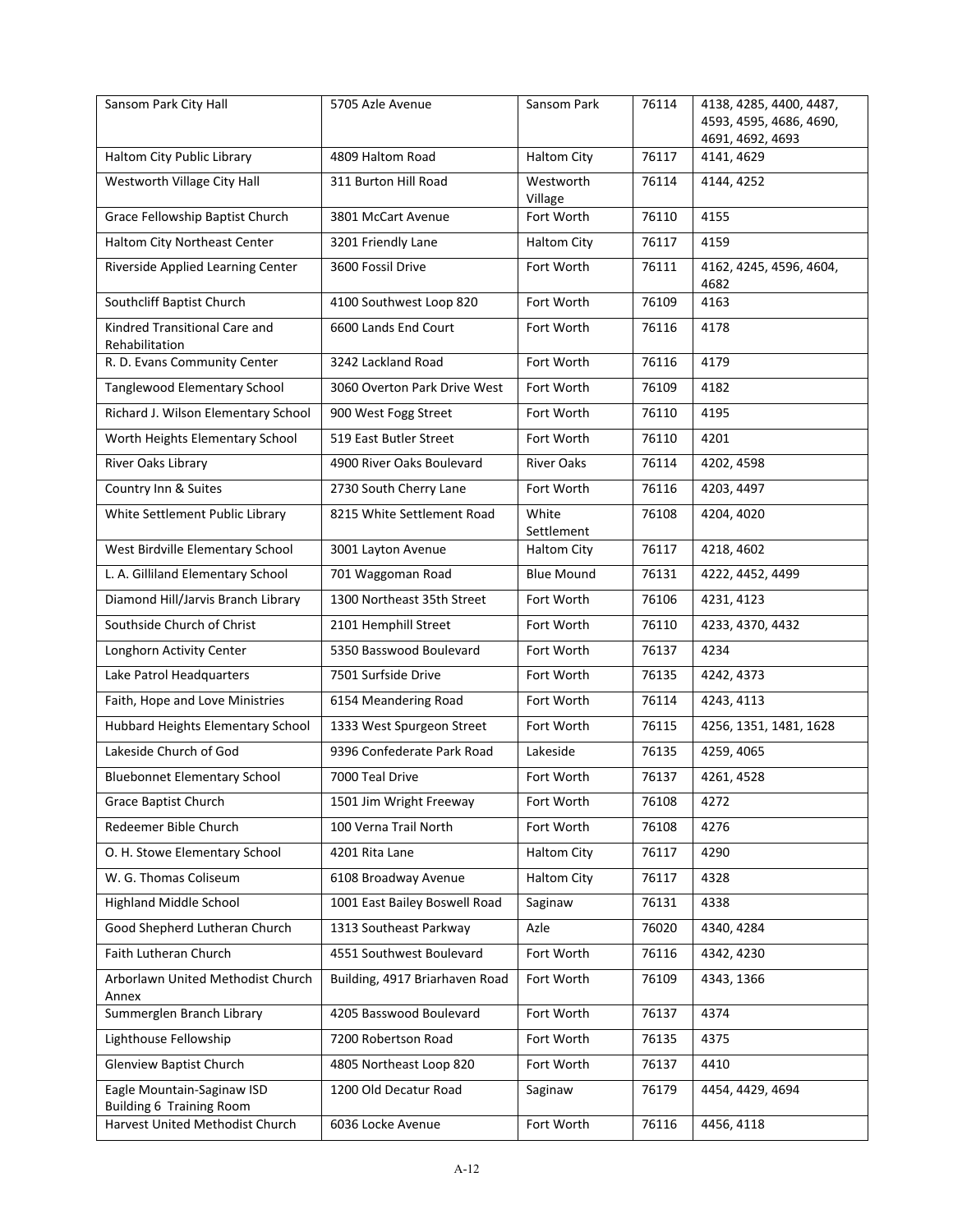| Sansom Park City Hall | 5705 Azle Avenue | Sansom Park | 76114 | 4138, 4285, 4400, 4487, 4593, 4595, 4686, 4690, 4691, 4692, 4693 |
|---|---|---|---|---|
| Haltom City Public Library | 4809 Haltom Road | Haltom City | 76117 | 4141, 4629 |
| Westworth Village City Hall | 311 Burton Hill Road | Westworth Village | 76114 | 4144, 4252 |
| Grace Fellowship Baptist Church | 3801 McCart Avenue | Fort Worth | 76110 | 4155 |
| Haltom City Northeast Center | 3201 Friendly Lane | Haltom City | 76117 | 4159 |
| Riverside Applied Learning Center | 3600 Fossil Drive | Fort Worth | 76111 | 4162, 4245, 4596, 4604, 4682 |
| Southcliff Baptist Church | 4100 Southwest Loop 820 | Fort Worth | 76109 | 4163 |
| Kindred Transitional Care and Rehabilitation | 6600 Lands End Court | Fort Worth | 76116 | 4178 |
| R. D. Evans Community Center | 3242 Lackland Road | Fort Worth | 76116 | 4179 |
| Tanglewood Elementary School | 3060 Overton Park Drive West | Fort Worth | 76109 | 4182 |
| Richard J. Wilson Elementary School | 900 West Fogg Street | Fort Worth | 76110 | 4195 |
| Worth Heights Elementary School | 519 East Butler Street | Fort Worth | 76110 | 4201 |
| River Oaks Library | 4900 River Oaks Boulevard | River Oaks | 76114 | 4202, 4598 |
| Country Inn & Suites | 2730 South Cherry Lane | Fort Worth | 76116 | 4203, 4497 |
| White Settlement Public Library | 8215 White Settlement Road | White Settlement | 76108 | 4204, 4020 |
| West Birdville Elementary School | 3001 Layton Avenue | Haltom City | 76117 | 4218, 4602 |
| L. A. Gilliland Elementary School | 701 Waggoman Road | Blue Mound | 76131 | 4222, 4452, 4499 |
| Diamond Hill/Jarvis Branch Library | 1300 Northeast 35th Street | Fort Worth | 76106 | 4231, 4123 |
| Southside Church of Christ | 2101 Hemphill Street | Fort Worth | 76110 | 4233, 4370, 4432 |
| Longhorn Activity Center | 5350 Basswood Boulevard | Fort Worth | 76137 | 4234 |
| Lake Patrol Headquarters | 7501 Surfside Drive | Fort Worth | 76135 | 4242, 4373 |
| Faith, Hope and Love Ministries | 6154 Meandering Road | Fort Worth | 76114 | 4243, 4113 |
| Hubbard Heights Elementary School | 1333 West Spurgeon Street | Fort Worth | 76115 | 4256, 1351, 1481, 1628 |
| Lakeside Church of God | 9396 Confederate Park Road | Lakeside | 76135 | 4259, 4065 |
| Bluebonnet Elementary School | 7000 Teal Drive | Fort Worth | 76137 | 4261, 4528 |
| Grace Baptist Church | 1501 Jim Wright Freeway | Fort Worth | 76108 | 4272 |
| Redeemer Bible Church | 100 Verna Trail North | Fort Worth | 76108 | 4276 |
| O. H. Stowe Elementary School | 4201 Rita Lane | Haltom City | 76117 | 4290 |
| W. G. Thomas Coliseum | 6108 Broadway Avenue | Haltom City | 76117 | 4328 |
| Highland Middle School | 1001 East Bailey Boswell Road | Saginaw | 76131 | 4338 |
| Good Shepherd Lutheran Church | 1313 Southeast Parkway | Azle | 76020 | 4340, 4284 |
| Faith Lutheran Church | 4551 Southwest Boulevard | Fort Worth | 76116 | 4342, 4230 |
| Arborlawn United Methodist Church Annex | Building, 4917 Briarhaven Road | Fort Worth | 76109 | 4343, 1366 |
| Summerglen Branch Library | 4205 Basswood Boulevard | Fort Worth | 76137 | 4374 |
| Lighthouse Fellowship | 7200 Robertson Road | Fort Worth | 76135 | 4375 |
| Glenview Baptist Church | 4805 Northeast Loop 820 | Fort Worth | 76137 | 4410 |
| Eagle Mountain-Saginaw ISD Building 6 Training Room | 1200 Old Decatur Road | Saginaw | 76179 | 4454, 4429, 4694 |
| Harvest United Methodist Church | 6036 Locke Avenue | Fort Worth | 76116 | 4456, 4118 |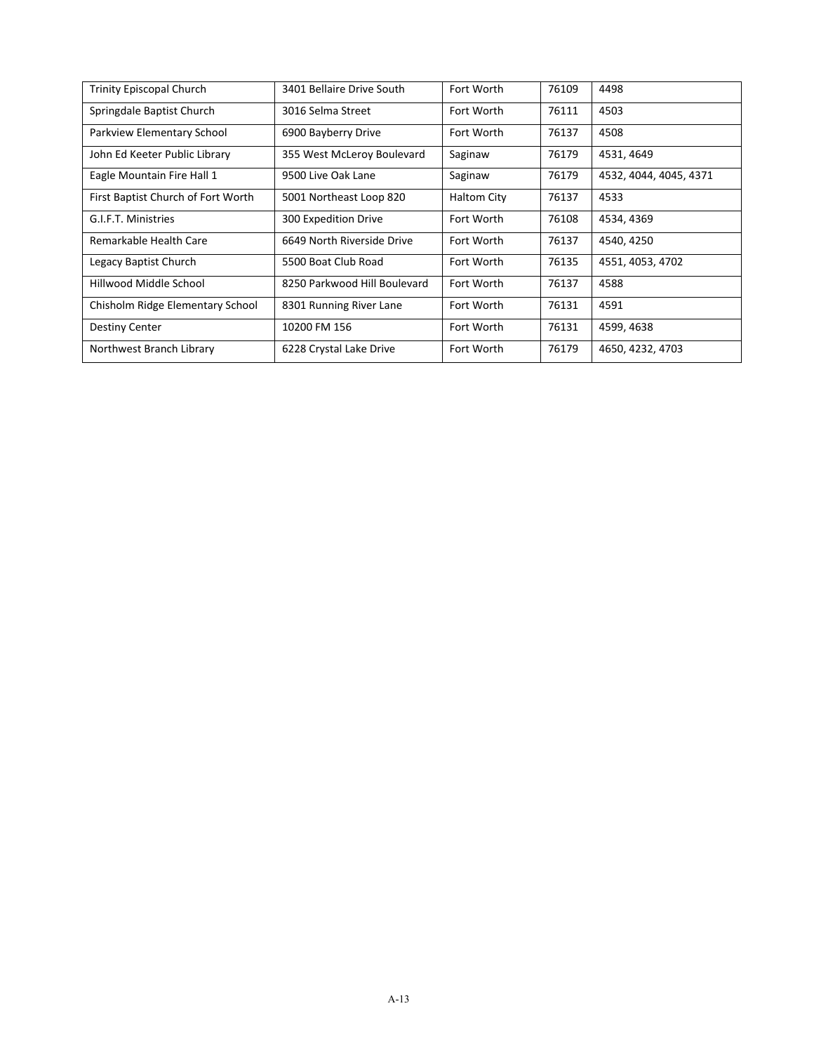| | | | | |
|---|---|---|---|---|
| Trinity Episcopal Church | 3401 Bellaire Drive South | Fort Worth | 76109 | 4498 |
| Springdale Baptist Church | 3016 Selma Street | Fort Worth | 76111 | 4503 |
| Parkview Elementary School | 6900 Bayberry Drive | Fort Worth | 76137 | 4508 |
| John Ed Keeter Public Library | 355 West McLeroy Boulevard | Saginaw | 76179 | 4531, 4649 |
| Eagle Mountain Fire Hall 1 | 9500 Live Oak Lane | Saginaw | 76179 | 4532, 4044, 4045, 4371 |
| First Baptist Church of Fort Worth | 5001 Northeast Loop 820 | Haltom City | 76137 | 4533 |
| G.I.F.T. Ministries | 300 Expedition Drive | Fort Worth | 76108 | 4534, 4369 |
| Remarkable Health Care | 6649 North Riverside Drive | Fort Worth | 76137 | 4540, 4250 |
| Legacy Baptist Church | 5500 Boat Club Road | Fort Worth | 76135 | 4551, 4053, 4702 |
| Hillwood Middle School | 8250 Parkwood Hill Boulevard | Fort Worth | 76137 | 4588 |
| Chisholm Ridge Elementary School | 8301 Running River Lane | Fort Worth | 76131 | 4591 |
| Destiny Center | 10200 FM 156 | Fort Worth | 76131 | 4599, 4638 |
| Northwest Branch Library | 6228 Crystal Lake Drive | Fort Worth | 76179 | 4650, 4232, 4703 |